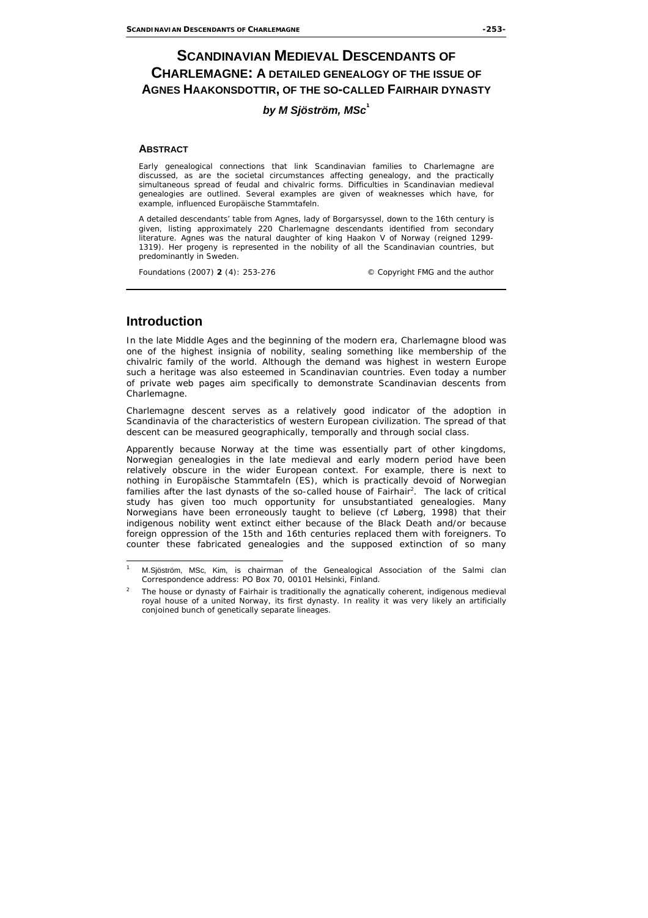# SCANDINAVIAN MEDIEVAL DESCENDANTS OF CHARLEMAGNE: A DETAILED GENEALOGY OF THE ISSUE OF AGNES HAAKONSDOTTIR, OF THE SO-CALLED FAIRHAIR DYNASTY

***by M Sjöström, MSc*[1]**

### ABSTRACT

Early genealogical connections that link Scandinavian families to Charlemagne are discussed, as are the societal circumstances affecting genealogy, and the practically simultaneous spread of feudal and chivalric forms. Difficulties in Scandinavian medieval genealogies are outlined. Several examples are given of weaknesses which have, for example, influenced Europäische Stammtafeln.

A detailed descendants' table from Agnes, lady of Borgarsyssel, down to the 16th century is given, listing approximately 220 Charlemagne descendants identified from secondary literature. Agnes was the natural daughter of king Haakon V of Norway (reigned 1299-1319). Her progeny is represented in the nobility of all the Scandinavian countries, but predominantly in Sweden.

Foundations (2007) **2** (4): 253-276 © Copyright FMG and the author

## Introduction

In the late Middle Ages and the beginning of the modern era, Charlemagne blood was one of the highest insignia of nobility, sealing something like membership of the chivalric family of the world. Although the demand was highest in western Europe such a heritage was also esteemed in Scandinavian countries. Even today a number of private web pages aim specifically to demonstrate Scandinavian descents from Charlemagne.

Charlemagne descent serves as a relatively good indicator of the adoption in Scandinavia of the characteristics of western European civilization. The spread of that descent can be measured geographically, temporally and through social class.

Apparently because Norway at the time was essentially part of other kingdoms, Norwegian genealogies in the late medieval and early modern period have been relatively obscure in the wider European context. For example, there is next to nothing in Europäische Stammtafeln (ES), which is practically devoid of Norwegian families after the last dynasts of the so-called house of Fairhair[2]. The lack of critical study has given too much opportunity for unsubstantiated genealogies. Many Norwegians have been erroneously taught to believe (cf Løberg, 1998) that their indigenous nobility went extinct either because of the Black Death and/or because foreign oppression of the 15th and 16th centuries replaced them with foreigners. To counter these fabricated genealogies and the supposed extinction of so many

---

[1] M.Sjöström, MSc, Kim, is chairman of the Genealogical Association of the Salmi clan Correspondence address: PO Box 70, 00101 Helsinki, Finland.

[2] The house or dynasty of Fairhair is traditionally the agnatically coherent, indigenous medieval royal house of a united Norway, its first dynasty. In reality it was very likely an artificially conjoined bunch of genetically separate lineages.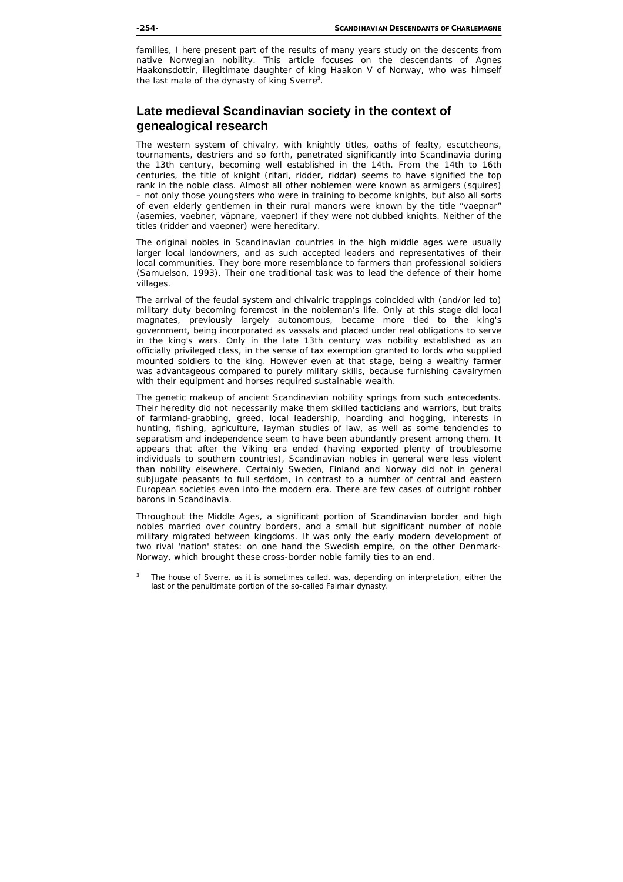families, I here present part of the results of many years study on the descents from native Norwegian nobility. This article focuses on the descendants of Agnes Haakonsdottir, illegitimate daughter of king Haakon V of Norway, who was himself the last male of the dynasty of king Sverre[3].

## Late medieval Scandinavian society in the context of genealogical research

The western system of chivalry, with knightly titles, oaths of fealty, escutcheons, tournaments, destriers and so forth, penetrated significantly into Scandinavia during the 13th century, becoming well established in the 14th. From the 14th to 16th centuries, the title of knight (ritari, ridder, riddar) seems to have signified the top rank in the noble class. Almost all other noblemen were known as armigers (squires) – not only those youngsters who were in training to become knights, but also all sorts of even elderly gentlemen in their rural manors were known by the title "vaepnar" (asemies, vaebner, väpnare, vaepner) if they were not dubbed knights. Neither of the titles (ridder and vaepner) were hereditary.

The original nobles in Scandinavian countries in the high middle ages were usually larger local landowners, and as such accepted leaders and representatives of their local communities. They bore more resemblance to farmers than professional soldiers (Samuelson, 1993). Their one traditional task was to lead the defence of their home villages.

The arrival of the feudal system and chivalric trappings coincided with (and/or led to) military duty becoming foremost in the nobleman's life. Only at this stage did local magnates, previously largely autonomous, became more tied to the king's government, being incorporated as vassals and placed under real obligations to serve in the king's wars. Only in the late 13th century was nobility established as an officially privileged class, in the sense of tax exemption granted to lords who supplied mounted soldiers to the king. However even at that stage, being a wealthy farmer was advantageous compared to purely military skills, because furnishing cavalrymen with their equipment and horses required sustainable wealth.

The genetic makeup of ancient Scandinavian nobility springs from such antecedents. Their heredity did not necessarily make them skilled tacticians and warriors, but traits of farmland-grabbing, greed, local leadership, hoarding and hogging, interests in hunting, fishing, agriculture, layman studies of law, as well as some tendencies to separatism and independence seem to have been abundantly present among them. It appears that after the Viking era ended (having exported plenty of troublesome individuals to southern countries), Scandinavian nobles in general were less violent than nobility elsewhere. Certainly Sweden, Finland and Norway did not in general subjugate peasants to full serfdom, in contrast to a number of central and eastern European societies even into the modern era. There are few cases of outright robber barons in Scandinavia.

Throughout the Middle Ages, a significant portion of Scandinavian border and high nobles married over country borders, and a small but significant number of noble military migrated between kingdoms. It was only the early modern development of two rival 'nation' states: on one hand the Swedish empire, on the other Denmark-Norway, which brought these cross-border noble family ties to an end.

---

[3] The house of Sverre, as it is sometimes called, was, depending on interpretation, either the last or the penultimate portion of the so-called Fairhair dynasty.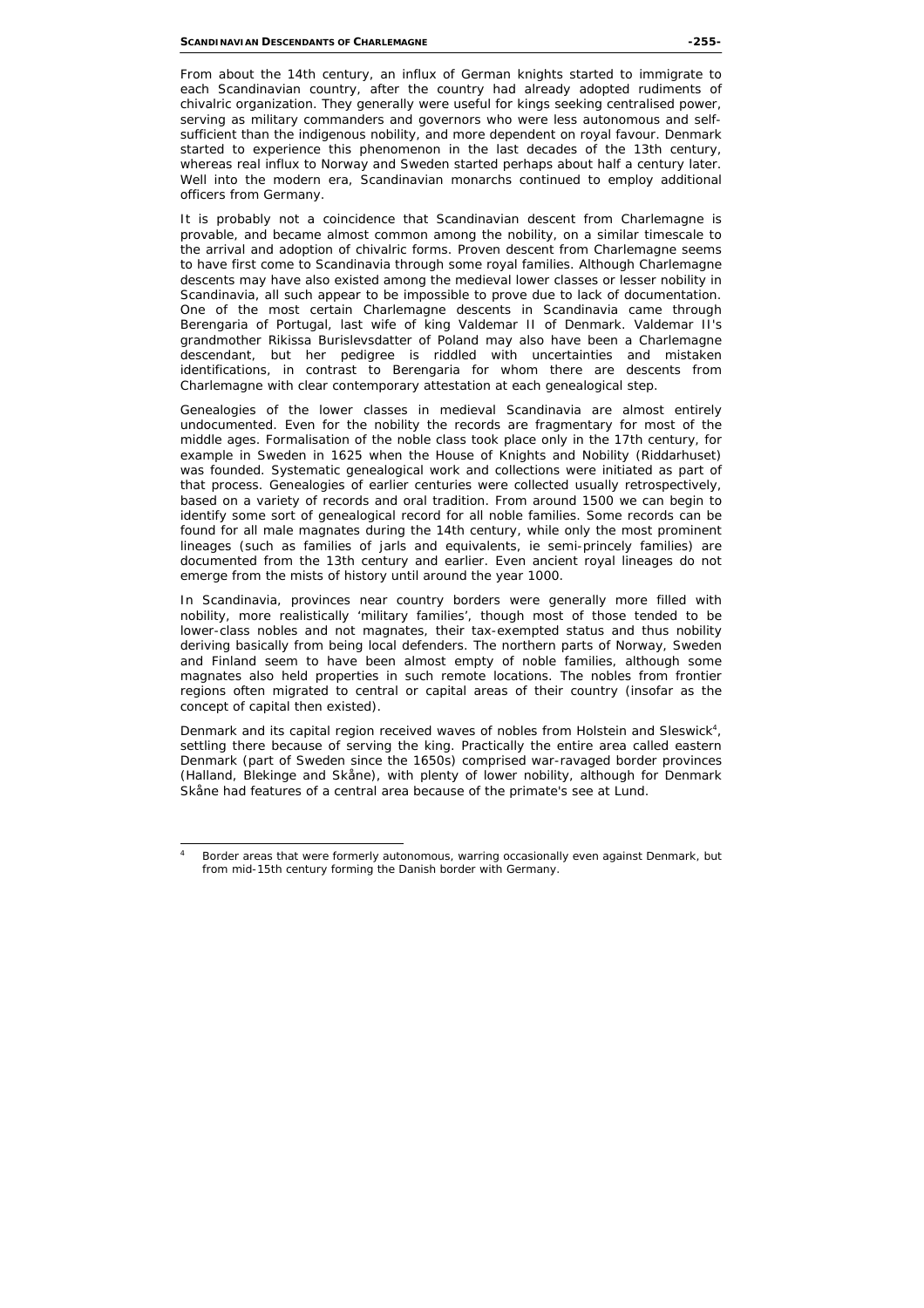From about the 14th century, an influx of German knights started to immigrate to each Scandinavian country, after the country had already adopted rudiments of chivalric organization. They generally were useful for kings seeking centralised power, serving as military commanders and governors who were less autonomous and self-sufficient than the indigenous nobility, and more dependent on royal favour. Denmark started to experience this phenomenon in the last decades of the 13th century, whereas real influx to Norway and Sweden started perhaps about half a century later. Well into the modern era, Scandinavian monarchs continued to employ additional officers from Germany.

It is probably not a coincidence that Scandinavian descent from Charlemagne is provable, and became almost common among the nobility, on a similar timescale to the arrival and adoption of chivalric forms. Proven descent from Charlemagne seems to have first come to Scandinavia through some royal families. Although Charlemagne descents may have also existed among the medieval lower classes or lesser nobility in Scandinavia, all such appear to be impossible to prove due to lack of documentation. One of the most certain Charlemagne descents in Scandinavia came through Berengaria of Portugal, last wife of king Valdemar II of Denmark. Valdemar II's grandmother Rikissa Burislevsdatter of Poland may also have been a Charlemagne descendant, but her pedigree is riddled with uncertainties and mistaken identifications, in contrast to Berengaria for whom there are descents from Charlemagne with clear contemporary attestation at each genealogical step.

Genealogies of the lower classes in medieval Scandinavia are almost entirely undocumented. Even for the nobility the records are fragmentary for most of the middle ages. Formalisation of the noble class took place only in the 17th century, for example in Sweden in 1625 when the House of Knights and Nobility (Riddarhuset) was founded. Systematic genealogical work and collections were initiated as part of that process. Genealogies of earlier centuries were collected usually retrospectively, based on a variety of records and oral tradition. From around 1500 we can begin to identify some sort of genealogical record for all noble families. Some records can be found for all male magnates during the 14th century, while only the most prominent lineages (such as families of jarls and equivalents, ie semi-princely families) are documented from the 13th century and earlier. Even ancient royal lineages do not emerge from the mists of history until around the year 1000.

In Scandinavia, provinces near country borders were generally more filled with nobility, more realistically 'military families', though most of those tended to be lower-class nobles and not magnates, their tax-exempted status and thus nobility deriving basically from being local defenders. The northern parts of Norway, Sweden and Finland seem to have been almost empty of noble families, although some magnates also held properties in such remote locations. The nobles from frontier regions often migrated to central or capital areas of their country (insofar as the concept of capital then existed).

Denmark and its capital region received waves of nobles from Holstein and Sleswick[4], settling there because of serving the king. Practically the entire area called eastern Denmark (part of Sweden since the 1650s) comprised war-ravaged border provinces (Halland, Blekinge and Skåne), with plenty of lower nobility, although for Denmark Skåne had features of a central area because of the primate's see at Lund.

---

[4] Border areas that were formerly autonomous, warring occasionally even against Denmark, but from mid-15th century forming the Danish border with Germany.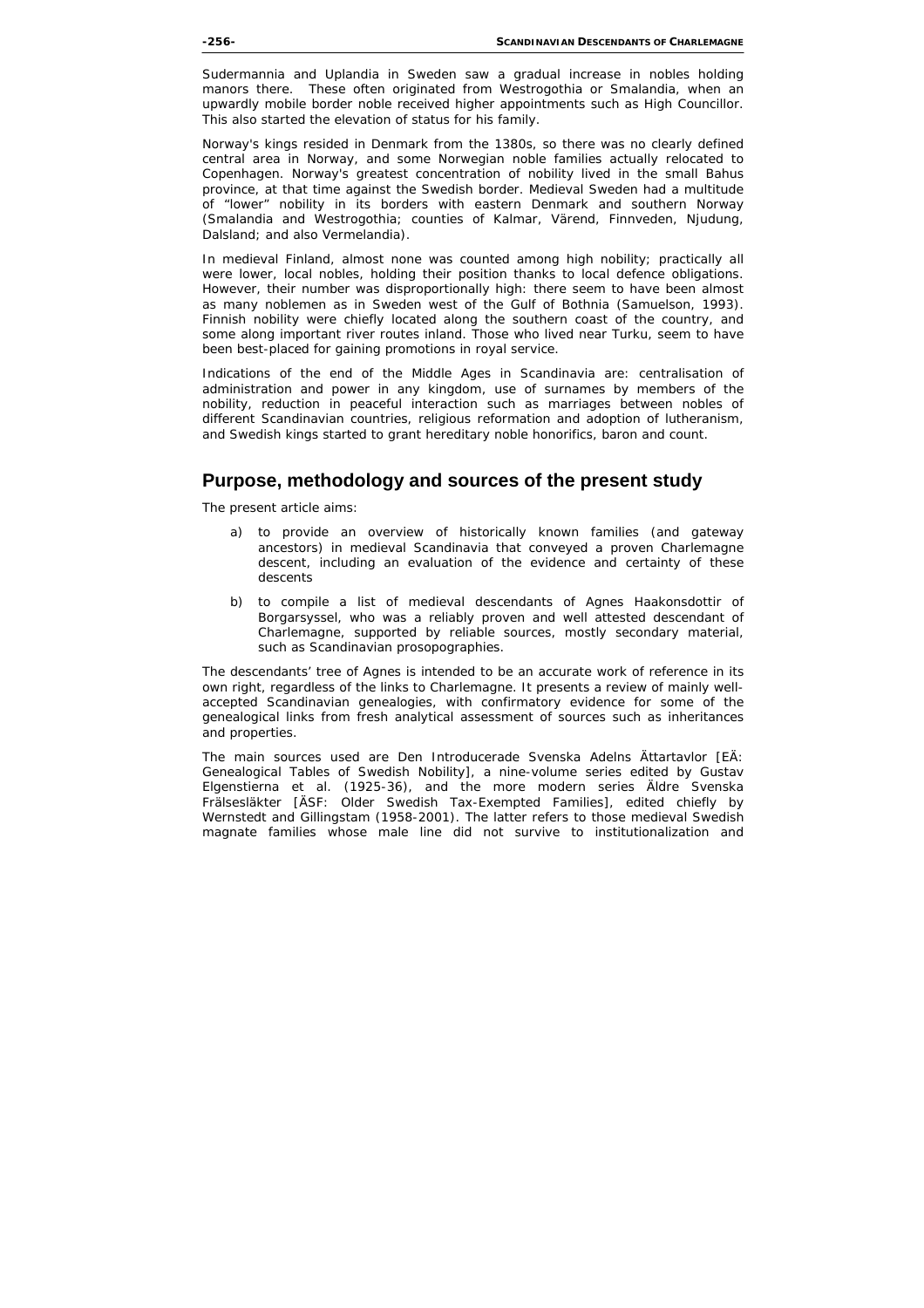Sudermannia and Uplandia in Sweden saw a gradual increase in nobles holding manors there. These often originated from Westrogothia or Smalandia, when an upwardly mobile border noble received higher appointments such as High Councillor. This also started the elevation of status for his family.

Norway's kings resided in Denmark from the 1380s, so there was no clearly defined central area in Norway, and some Norwegian noble families actually relocated to Copenhagen. Norway's greatest concentration of nobility lived in the small Bahus province, at that time against the Swedish border. Medieval Sweden had a multitude of "lower" nobility in its borders with eastern Denmark and southern Norway (Smalandia and Westrogothia; counties of Kalmar, Värend, Finnveden, Njudung, Dalsland; and also Vermelandia).

In medieval Finland, almost none was counted among high nobility; practically all were lower, local nobles, holding their position thanks to local defence obligations. However, their number was disproportionally high: there seem to have been almost as many noblemen as in Sweden west of the Gulf of Bothnia (Samuelson, 1993). Finnish nobility were chiefly located along the southern coast of the country, and some along important river routes inland. Those who lived near Turku, seem to have been best-placed for gaining promotions in royal service.

Indications of the end of the Middle Ages in Scandinavia are: centralisation of administration and power in any kingdom, use of surnames by members of the nobility, reduction in peaceful interaction such as marriages between nobles of different Scandinavian countries, religious reformation and adoption of lutheranism, and Swedish kings started to grant hereditary noble honorifics, baron and count.

## Purpose, methodology and sources of the present study

The present article aims:

a) to provide an overview of historically known families (and gateway ancestors) in medieval Scandinavia that conveyed a proven Charlemagne descent, including an evaluation of the evidence and certainty of these descents

b) to compile a list of medieval descendants of Agnes Haakonsdottir of Borgarsyssel, who was a reliably proven and well attested descendant of Charlemagne, supported by reliable sources, mostly secondary material, such as Scandinavian prosopographies.

The descendants' tree of Agnes is intended to be an accurate work of reference in its own right, regardless of the links to Charlemagne. It presents a review of mainly well-accepted Scandinavian genealogies, with confirmatory evidence for some of the genealogical links from fresh analytical assessment of sources such as inheritances and properties.

The main sources used are Den Introducerade Svenska Adelns Ättartavlor [EÄ: Genealogical Tables of Swedish Nobility], a nine-volume series edited by Gustav Elgenstierna et al. (1925-36), and the more modern series Äldre Svenska Frälsesläkter [ÄSF: Older Swedish Tax-Exempted Families], edited chiefly by Wernstedt and Gillingstam (1958-2001). The latter refers to those medieval Swedish magnate families whose male line did not survive to institutionalization and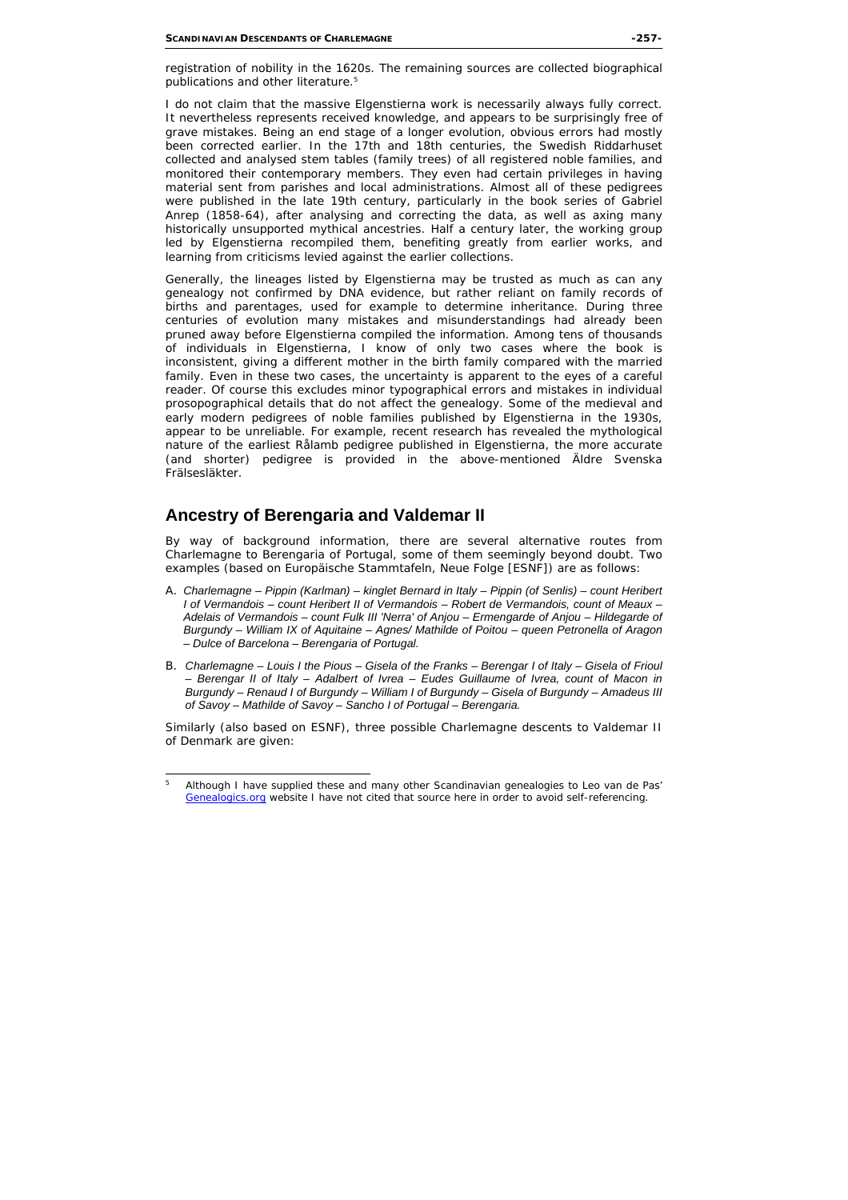registration of nobility in the 1620s. The remaining sources are collected biographical publications and other literature.[5]

I do not claim that the massive Elgenstierna work is necessarily always fully correct. It nevertheless represents received knowledge, and appears to be surprisingly free of grave mistakes. Being an end stage of a longer evolution, obvious errors had mostly been corrected earlier. In the 17th and 18th centuries, the Swedish Riddarhuset collected and analysed stem tables (family trees) of all registered noble families, and monitored their contemporary members. They even had certain privileges in having material sent from parishes and local administrations. Almost all of these pedigrees were published in the late 19th century, particularly in the book series of Gabriel Anrep (1858-64), after analysing and correcting the data, as well as axing many historically unsupported mythical ancestries. Half a century later, the working group led by Elgenstierna recompiled them, benefiting greatly from earlier works, and learning from criticisms levied against the earlier collections.

Generally, the lineages listed by Elgenstierna may be trusted as much as can any genealogy not confirmed by DNA evidence, but rather reliant on family records of births and parentages, used for example to determine inheritance. During three centuries of evolution many mistakes and misunderstandings had already been pruned away before Elgenstierna compiled the information. Among tens of thousands of individuals in Elgenstierna, I know of only two cases where the book is inconsistent, giving a different mother in the birth family compared with the married family. Even in these two cases, the uncertainty is apparent to the eyes of a careful reader. Of course this excludes minor typographical errors and mistakes in individual prosopographical details that do not affect the genealogy. Some of the medieval and early modern pedigrees of noble families published by Elgenstierna in the 1930s, appear to be unreliable. For example, recent research has revealed the mythological nature of the earliest Rålamb pedigree published in Elgenstierna, the more accurate (and shorter) pedigree is provided in the above-mentioned Äldre Svenska Frälsesläkter.

## Ancestry of Berengaria and Valdemar II

By way of background information, there are several alternative routes from Charlemagne to Berengaria of Portugal, some of them seemingly beyond doubt. Two examples (based on Europäische Stammtafeln, Neue Folge [ESNF]) are as follows:

A. *Charlemagne – Pippin (Karlman) – kinglet Bernard in Italy – Pippin (of Senlis) – count Heribert I of Vermandois – count Heribert II of Vermandois – Robert de Vermandois, count of Meaux – Adelais of Vermandois – count Fulk III 'Nerra' of Anjou – Ermengarde of Anjou – Hildegarde of Burgundy – William IX of Aquitaine – Agnes/ Mathilde of Poitou – queen Petronella of Aragon – Dulce of Barcelona – Berengaria of Portugal.*

B. *Charlemagne – Louis I the Pious – Gisela of the Franks – Berengar I of Italy – Gisela of Frioul – Berengar II of Italy – Adalbert of Ivrea – Eudes Guillaume of Ivrea, count of Macon in Burgundy – Renaud I of Burgundy – William I of Burgundy – Gisela of Burgundy – Amadeus III of Savoy – Mathilde of Savoy – Sancho I of Portugal – Berengaria.*

Similarly (also based on ESNF), three possible Charlemagne descents to Valdemar II of Denmark are given:

[5] Although I have supplied these and many other Scandinavian genealogies to Leo van de Pas' Genealogics.org website I have not cited that source here in order to avoid self-referencing.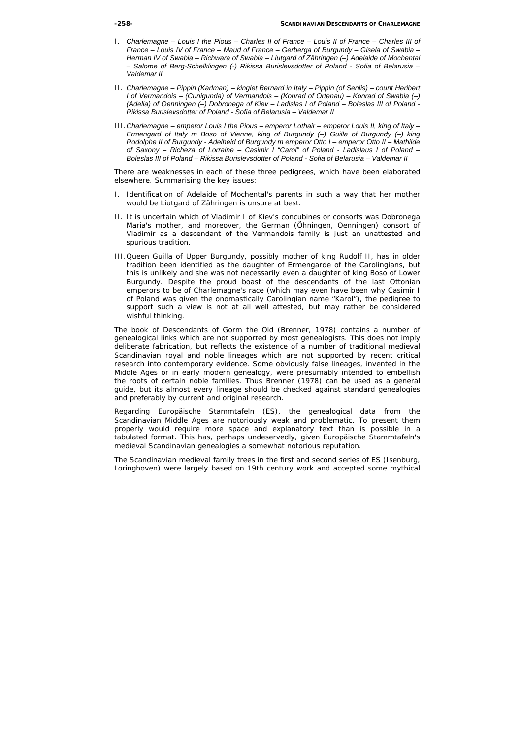I. *Charlemagne – Louis I the Pious – Charles II of France – Louis II of France – Charles III of France – Louis IV of France – Maud of France – Gerberga of Burgundy – Gisela of Swabia – Herman IV of Swabia – Richwara of Swabia – Liutgard of Zähringen (–) Adelaide of Mochental – Salome of Berg-Schelklingen (-) Rikissa Burislevsdotter of Poland - Sofia of Belarusia – Valdemar II*

II. *Charlemagne – Pippin (Karlman) – kinglet Bernard in Italy – Pippin (of Senlis) – count Heribert I of Vermandois – (Cunigunda) of Vermandois – (Konrad of Ortenau) – Konrad of Swabia (–) (Adelia) of Oenningen (–) Dobronega of Kiev – Ladislas I of Poland – Boleslas III of Poland - Rikissa Burislevsdotter of Poland - Sofia of Belarusia – Valdemar II*

III. *Charlemagne – emperor Louis I the Pious – emperor Lothair – emperor Louis II, king of Italy – Ermengard of Italy m Boso of Vienne, king of Burgundy (–) Guilla of Burgundy (–) king Rodolphe II of Burgundy - Adelheid of Burgundy m emperor Otto I – emperor Otto II – Mathilde of Saxony – Richeza of Lorraine – Casimir I "Carol" of Poland - Ladislaus I of Poland – Boleslas III of Poland – Rikissa Burislevsdotter of Poland - Sofia of Belarusia – Valdemar II*

There are weaknesses in each of these three pedigrees, which have been elaborated elsewhere. Summarising the key issues:

I. Identification of Adelaide of Mochental's parents in such a way that her mother would be Liutgard of Zähringen is unsure at best.

II. It is uncertain which of Vladimir I of Kiev's concubines or consorts was Dobronega Maria's mother, and moreover, the German (Öhningen, Oenningen) consort of Vladimir as a descendant of the Vermandois family is just an unattested and spurious tradition.

III. Queen Guilla of Upper Burgundy, possibly mother of king Rudolf II, has in older tradition been identified as the daughter of Ermengarde of the Carolingians, but this is unlikely and she was not necessarily even a daughter of king Boso of Lower Burgundy. Despite the proud boast of the descendants of the last Ottonian emperors to be of Charlemagne's race (which may even have been why Casimir I of Poland was given the onomastically Carolingian name "Karol"), the pedigree to support such a view is not at all well attested, but may rather be considered wishful thinking.

The book of Descendants of Gorm the Old (Brenner, 1978) contains a number of genealogical links which are not supported by most genealogists. This does not imply deliberate fabrication, but reflects the existence of a number of traditional medieval Scandinavian royal and noble lineages which are not supported by recent critical research into contemporary evidence. Some obviously false lineages, invented in the Middle Ages or in early modern genealogy, were presumably intended to embellish the roots of certain noble families. Thus Brenner (1978) can be used as a general guide, but its almost every lineage should be checked against standard genealogies and preferably by current and original research.

Regarding Europäische Stammtafeln (ES), the genealogical data from the Scandinavian Middle Ages are notoriously weak and problematic. To present them properly would require more space and explanatory text than is possible in a tabulated format. This has, perhaps undeservedly, given Europäische Stammtafeln's medieval Scandinavian genealogies a somewhat notorious reputation.

The Scandinavian medieval family trees in the first and second series of ES (Isenburg, Loringhoven) were largely based on 19th century work and accepted some mythical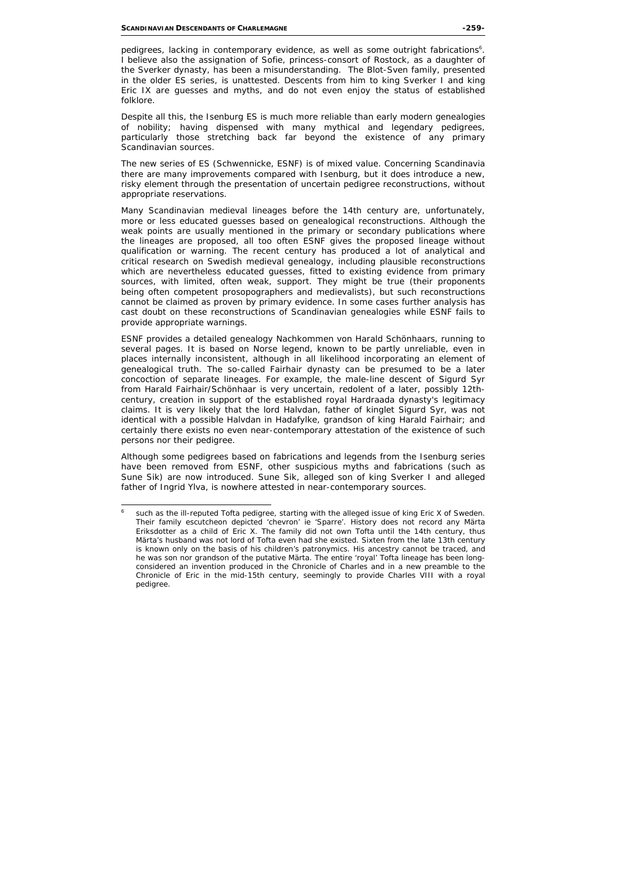pedigrees, lacking in contemporary evidence, as well as some outright fabrications[6]. I believe also the assignation of Sofie, princess-consort of Rostock, as a daughter of the Sverker dynasty, has been a misunderstanding. The Blot-Sven family, presented in the older ES series, is unattested. Descents from him to king Sverker I and king Eric IX are guesses and myths, and do not even enjoy the status of established folklore.

Despite all this, the Isenburg ES is much more reliable than early modern genealogies of nobility; having dispensed with many mythical and legendary pedigrees, particularly those stretching back far beyond the existence of any primary Scandinavian sources.

The new series of ES (Schwennicke, ESNF) is of mixed value. Concerning Scandinavia there are many improvements compared with Isenburg, but it does introduce a new, risky element through the presentation of uncertain pedigree reconstructions, without appropriate reservations.

Many Scandinavian medieval lineages before the 14th century are, unfortunately, more or less educated guesses based on genealogical reconstructions. Although the weak points are usually mentioned in the primary or secondary publications where the lineages are proposed, all too often ESNF gives the proposed lineage without qualification or warning. The recent century has produced a lot of analytical and critical research on Swedish medieval genealogy, including plausible reconstructions which are nevertheless educated guesses, fitted to existing evidence from primary sources, with limited, often weak, support. They might be true (their proponents being often competent prosopographers and medievalists), but such reconstructions cannot be claimed as proven by primary evidence. In some cases further analysis has cast doubt on these reconstructions of Scandinavian genealogies while ESNF fails to provide appropriate warnings.

ESNF provides a detailed genealogy Nachkommen von Harald Schönhaars, running to several pages. It is based on Norse legend, known to be partly unreliable, even in places internally inconsistent, although in all likelihood incorporating an element of genealogical truth. The so-called Fairhair dynasty can be presumed to be a later concoction of separate lineages. For example, the male-line descent of Sigurd Syr from Harald Fairhair/Schönhaar is very uncertain, redolent of a later, possibly 12th-century, creation in support of the established royal Hardraada dynasty's legitimacy claims. It is very likely that the lord Halvdan, father of kinglet Sigurd Syr, was not identical with a possible Halvdan in Hadafylke, grandson of king Harald Fairhair; and certainly there exists no even near-contemporary attestation of the existence of such persons nor their pedigree.

Although some pedigrees based on fabrications and legends from the Isenburg series have been removed from ESNF, other suspicious myths and fabrications (such as Sune Sik) are now introduced. Sune Sik, alleged son of king Sverker I and alleged father of Ingrid Ylva, is nowhere attested in near-contemporary sources.

---

[6] such as the ill-reputed Tofta pedigree, starting with the alleged issue of king Eric X of Sweden. Their family escutcheon depicted 'chevron' ie 'Sparre'. History does not record any Märta Eriksdotter as a child of Eric X. The family did not own Tofta until the 14th century, thus Märta's husband was not lord of Tofta even had she existed. Sixten from the late 13th century is known only on the basis of his children's patronymics. His ancestry cannot be traced, and he was son nor grandson of the putative Märta. The entire 'royal' Tofta lineage has been long-considered an invention produced in the Chronicle of Charles and in a new preamble to the Chronicle of Eric in the mid-15th century, seemingly to provide Charles VIII with a royal pedigree.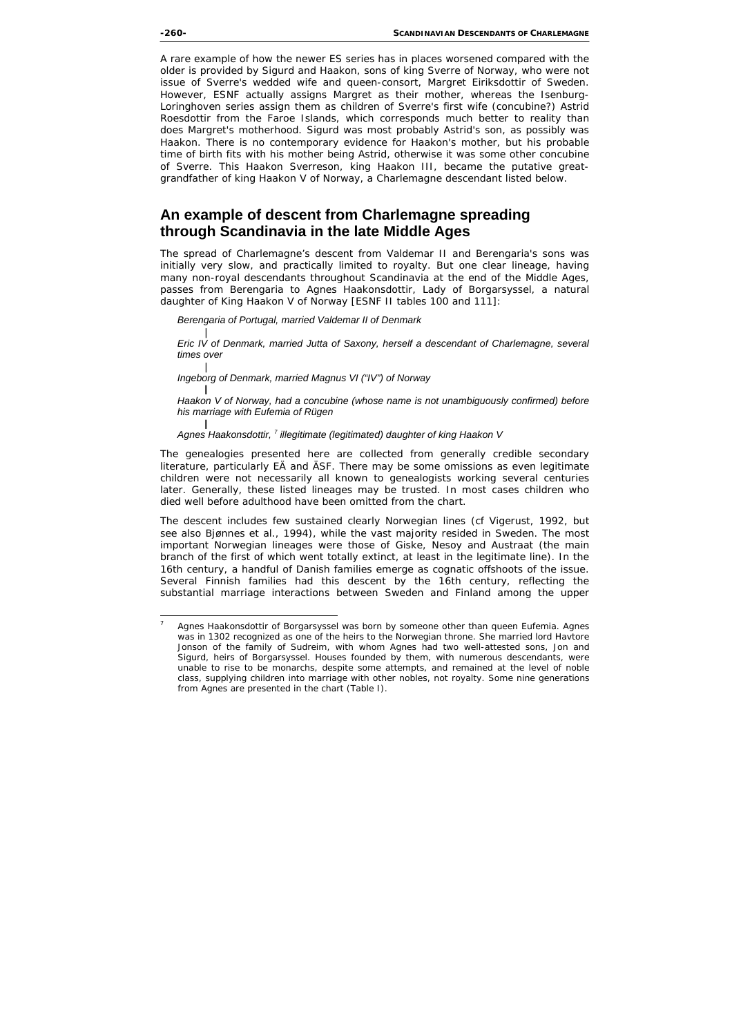A rare example of how the newer ES series has in places worsened compared with the older is provided by Sigurd and Haakon, sons of king Sverre of Norway, who were not issue of Sverre's wedded wife and queen-consort, Margret Eiriksdottir of Sweden. However, ESNF actually assigns Margret as their mother, whereas the Isenburg-Loringhoven series assign them as children of Sverre's first wife (concubine?) Astrid Roesdottir from the Faroe Islands, which corresponds much better to reality than does Margret's motherhood. Sigurd was most probably Astrid's son, as possibly was Haakon. There is no contemporary evidence for Haakon's mother, but his probable time of birth fits with his mother being Astrid, otherwise it was some other concubine of Sverre. This Haakon Sverreson, king Haakon III, became the putative great-grandfather of king Haakon V of Norway, a Charlemagne descendant listed below.

## An example of descent from Charlemagne spreading through Scandinavia in the late Middle Ages

The spread of Charlemagne's descent from Valdemar II and Berengaria's sons was initially very slow, and practically limited to royalty. But one clear lineage, having many non-royal descendants throughout Scandinavia at the end of the Middle Ages, passes from Berengaria to Agnes Haakonsdottir, Lady of Borgarsyssel, a natural daughter of King Haakon V of Norway [ESNF II tables 100 and 111]:

*Berengaria of Portugal, married Valdemar II of Denmark*

|

*Eric IV of Denmark, married Jutta of Saxony, herself a descendant of Charlemagne, several times over*

|

*Ingeborg of Denmark, married Magnus VI ("IV") of Norway*

|

*Haakon V of Norway, had a concubine (whose name is not unambiguously confirmed) before his marriage with Eufemia of Rügen*

|

*Agnes Haakonsdottir,* [7] *illegitimate (legitimated) daughter of king Haakon V*

The genealogies presented here are collected from generally credible secondary literature, particularly EÄ and ÄSF. There may be some omissions as even legitimate children were not necessarily all known to genealogists working several centuries later. Generally, these listed lineages may be trusted. In most cases children who died well before adulthood have been omitted from the chart.

The descent includes few sustained clearly Norwegian lines (cf Vigerust, 1992, but see also Bjønnes et al., 1994), while the vast majority resided in Sweden. The most important Norwegian lineages were those of Giske, Nesoy and Austraat (the main branch of the first of which went totally extinct, at least in the legitimate line). In the 16th century, a handful of Danish families emerge as cognatic offshoots of the issue. Several Finnish families had this descent by the 16th century, reflecting the substantial marriage interactions between Sweden and Finland among the upper

---

[7] Agnes Haakonsdottir of Borgarsyssel was born by someone other than queen Eufemia. Agnes was in 1302 recognized as one of the heirs to the Norwegian throne. She married lord Havtore Jonson of the family of Sudreim, with whom Agnes had two well-attested sons, Jon and Sigurd, heirs of Borgarsyssel. Houses founded by them, with numerous descendants, were unable to rise to be monarchs, despite some attempts, and remained at the level of noble class, supplying children into marriage with other nobles, not royalty. Some nine generations from Agnes are presented in the chart (Table I).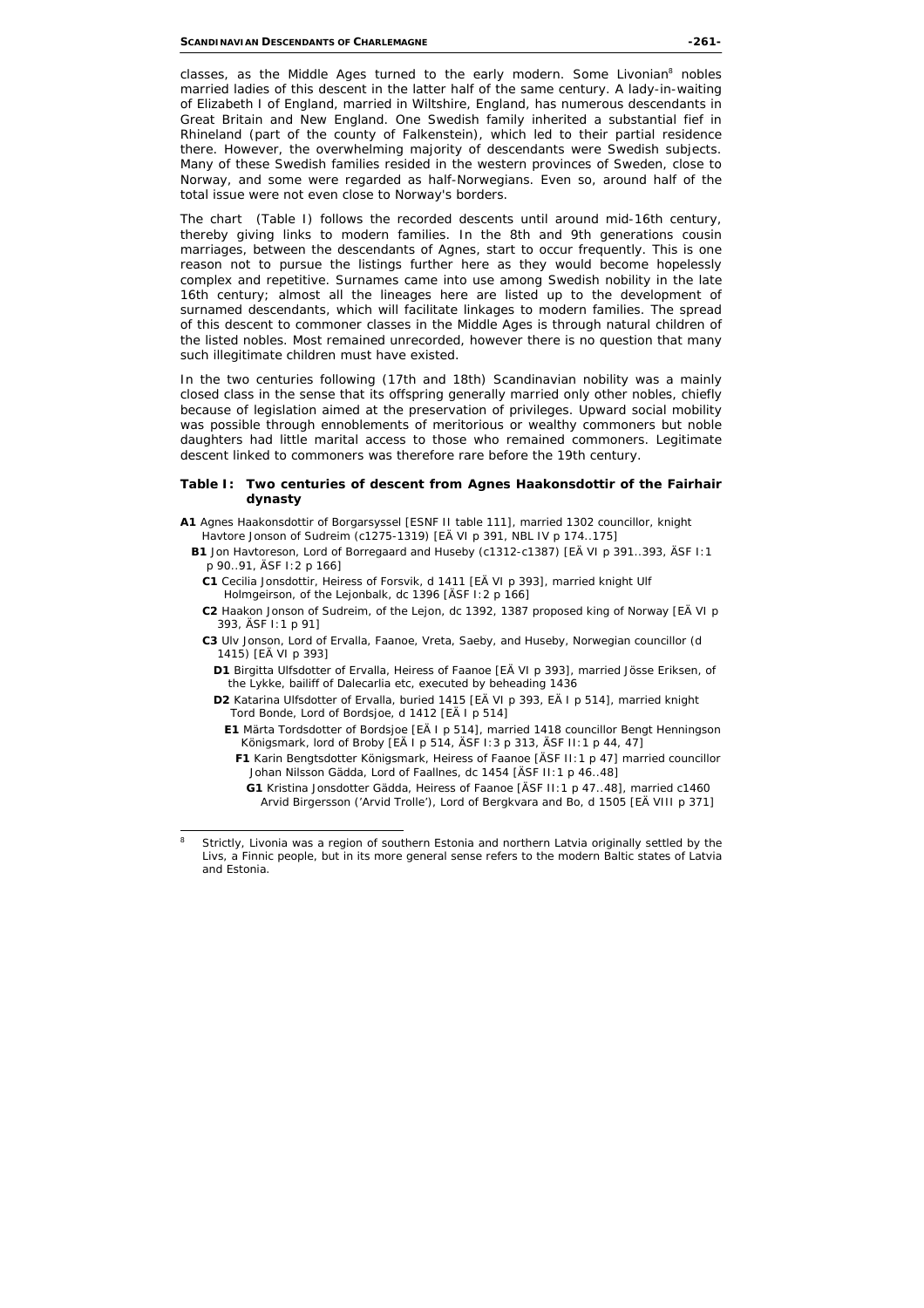classes, as the Middle Ages turned to the early modern. Some Livonian[8] nobles married ladies of this descent in the latter half of the same century. A lady-in-waiting of Elizabeth I of England, married in Wiltshire, England, has numerous descendants in Great Britain and New England. One Swedish family inherited a substantial fief in Rhineland (part of the county of Falkenstein), which led to their partial residence there. However, the overwhelming majority of descendants were Swedish subjects. Many of these Swedish families resided in the western provinces of Sweden, close to Norway, and some were regarded as half-Norwegians. Even so, around half of the total issue were not even close to Norway's borders.

The chart (Table I) follows the recorded descents until around mid-16th century, thereby giving links to modern families. In the 8th and 9th generations cousin marriages, between the descendants of Agnes, start to occur frequently. This is one reason not to pursue the listings further here as they would become hopelessly complex and repetitive. Surnames came into use among Swedish nobility in the late 16th century; almost all the lineages here are listed up to the development of surnamed descendants, which will facilitate linkages to modern families. The spread of this descent to commoner classes in the Middle Ages is through natural children of the listed nobles. Most remained unrecorded, however there is no question that many such illegitimate children must have existed.

In the two centuries following (17th and 18th) Scandinavian nobility was a mainly closed class in the sense that its offspring generally married only other nobles, chiefly because of legislation aimed at the preservation of privileges. Upward social mobility was possible through ennoblements of meritorious or wealthy commoners but noble daughters had little marital access to those who remained commoners. Legitimate descent linked to commoners was therefore rare before the 19th century.

**Table I: Two centuries of descent from Agnes Haakonsdottir of the Fairhair dynasty**

- **A1** Agnes Haakonsdottir of Borgarsyssel [ESNF II table 111], married 1302 councillor, knight Havtore Jonson of Sudreim (c1275-1319) [EÄ VI p 391, NBL IV p 174..175]
  - **B1** Jon Havtoreson, Lord of Borregaard and Huseby (c1312-c1387) [EÄ VI p 391..393, ÄSF I:1 p 90..91, ÄSF I:2 p 166]
    - **C1** Cecilia Jonsdottir, Heiress of Forsvik, d 1411 [EÄ VI p 393], married knight Ulf Holmgeirson, of the Lejonbalk, dc 1396 [ÄSF I:2 p 166]
    - **C2** Haakon Jonson of Sudreim, of the Lejon, dc 1392, 1387 proposed king of Norway [EÄ VI p 393, ÄSF I:1 p 91]
    - **C3** Ulv Jonson, Lord of Ervalla, Faanoe, Vreta, Saeby, and Huseby, Norwegian councillor (d 1415) [EÄ VI p 393]
      - **D1** Birgitta Ulfsdotter of Ervalla, Heiress of Faanoe [EÄ VI p 393], married Jösse Eriksen, of the Lykke, bailiff of Dalecarlia etc, executed by beheading 1436
      - **D2** Katarina Ulfsdotter of Ervalla, buried 1415 [EÄ VI p 393, EÄ I p 514], married knight Tord Bonde, Lord of Bordsjoe, d 1412 [EÄ I p 514]
        - **E1** Märta Tordsdotter of Bordsjoe [EÄ I p 514], married 1418 councillor Bengt Henningson Königsmark, lord of Broby [EÄ I p 514, ÄSF I:3 p 313, ÄSF II:1 p 44, 47]
          - **F1** Karin Bengtsdotter Königsmark, Heiress of Faanoe [ÄSF II:1 p 47] married councillor Johan Nilsson Gädda, Lord of Faallnes, dc 1454 [ÄSF II:1 p 46..48]
            - **G1** Kristina Jonsdotter Gädda, Heiress of Faanoe [ÄSF II:1 p 47..48], married c1460 Arvid Birgersson ('Arvid Trolle'), Lord of Bergkvara and Bo, d 1505 [EÄ VIII p 371]

---

[8] Strictly, Livonia was a region of southern Estonia and northern Latvia originally settled by the Livs, a Finnic people, but in its more general sense refers to the modern Baltic states of Latvia and Estonia.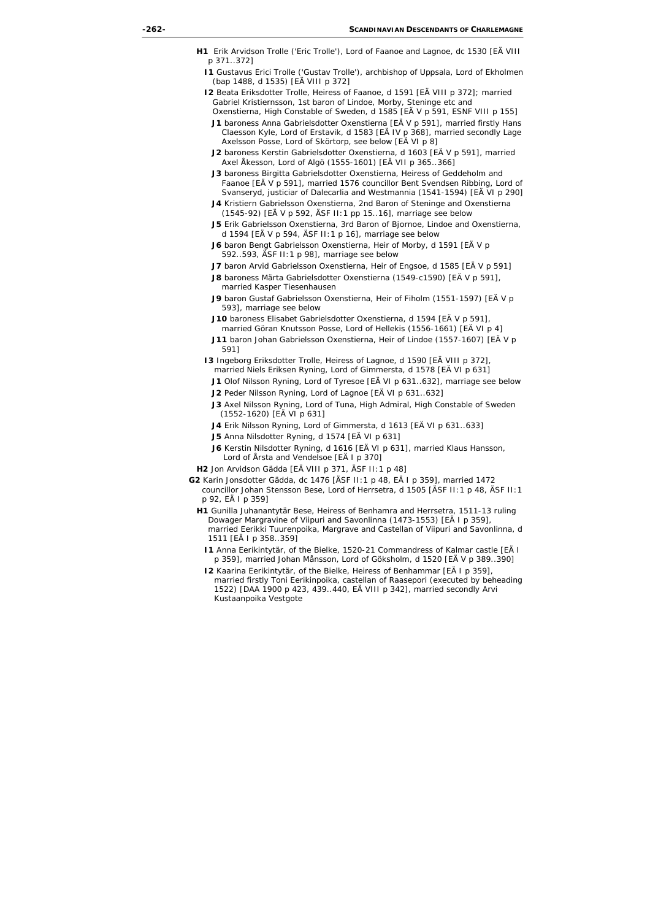**H1** Erik Arvidson Trolle ('Eric Trolle'), Lord of Faanoe and Lagnoe, dc 1530 [EÄ VIII p 371..372]

**I1** Gustavus Erici Trolle ('Gustav Trolle'), archbishop of Uppsala, Lord of Ekholmen (bap 1488, d 1535) [EÄ VIII p 372]

**I2** Beata Eriksdotter Trolle, Heiress of Faanoe, d 1591 [EÄ VIII p 372]; married Gabriel Kristiernsson, 1st baron of Lindoe, Morby, Steninge etc and Oxenstierna, High Constable of Sweden, d 1585 [EÄ V p 591, ESNF VIII p 155]

**J1** baroness Anna Gabrielsdotter Oxenstierna [EÄ V p 591], married firstly Hans Claesson Kyle, Lord of Erstavik, d 1583 [EÄ IV p 368], married secondly Lage Axelsson Posse, Lord of Skörtorp, see below [EÄ VI p 8]

**J2** baroness Kerstin Gabrielsdotter Oxenstierna, d 1603 [EÄ V p 591], married Axel Åkesson, Lord of Algö (1555-1601) [EÄ VII p 365..366]

**J3** baroness Birgitta Gabrielsdotter Oxenstierna, Heiress of Geddeholm and Faanoe [EÄ V p 591], married 1576 councillor Bent Svendsen Ribbing, Lord of Svanseryd, justiciar of Dalecarlia and Westmannia (1541-1594) [EÄ VI p 290]

**J4** Kristiern Gabrielsson Oxenstierna, 2nd Baron of Steninge and Oxenstierna (1545-92) [EÄ V p 592, ÄSF II:1 pp 15..16], marriage see below

**J5** Erik Gabrielsson Oxenstierna, 3rd Baron of Bjornoe, Lindoe and Oxenstierna, d 1594 [EÄ V p 594, ÄSF II:1 p 16], marriage see below

**J6** baron Bengt Gabrielsson Oxenstierna, Heir of Morby, d 1591 [EÄ V p 592..593, ÄSF II:1 p 98], marriage see below

**J7** baron Arvid Gabrielsson Oxenstierna, Heir of Engsoe, d 1585 [EÄ V p 591]

**J8** baroness Märta Gabrielsdotter Oxenstierna (1549-c1590) [EÄ V p 591], married Kasper Tiesenhausen

**J9** baron Gustaf Gabrielsson Oxenstierna, Heir of Fiholm (1551-1597) [EÄ V p 593], marriage see below

**J10** baroness Elisabet Gabrielsdotter Oxenstierna, d 1594 [EÄ V p 591], married Göran Knutsson Posse, Lord of Hellekis (1556-1661) [EÄ VI p 4]

**J11** baron Johan Gabrielsson Oxenstierna, Heir of Lindoe (1557-1607) [EÄ V p 591]

**I3** Ingeborg Eriksdotter Trolle, Heiress of Lagnoe, d 1590 [EÄ VIII p 372], married Niels Eriksen Ryning, Lord of Gimmersta, d 1578 [EÄ VI p 631]

**J1** Olof Nilsson Ryning, Lord of Tyresoe [EÄ VI p 631..632], marriage see below

**J2** Peder Nilsson Ryning, Lord of Lagnoe [EÄ VI p 631..632]

**J3** Axel Nilsson Ryning, Lord of Tuna, High Admiral, High Constable of Sweden (1552-1620) [EÄ VI p 631]

**J4** Erik Nilsson Ryning, Lord of Gimmersta, d 1613 [EÄ VI p 631..633]

**J5** Anna Nilsdotter Ryning, d 1574 [EÄ VI p 631]

**J6** Kerstin Nilsdotter Ryning, d 1616 [EÄ VI p 631], married Klaus Hansson, Lord of Årsta and Vendelsoe [EÄ I p 370]

**H2** Jon Arvidson Gädda [EÄ VIII p 371, ÄSF II:1 p 48]

**G2** Karin Jonsdotter Gädda, dc 1476 [ÄSF II:1 p 48, EÄ I p 359], married 1472 councillor Johan Stensson Bese, Lord of Herrsetra, d 1505 [ÄSF II:1 p 48, ÄSF II:1 p 92, EÄ I p 359]

**H1** Gunilla Juhanantytär Bese, Heiress of Benhamra and Herrsetra, 1511-13 ruling Dowager Margravine of Viipuri and Savonlinna (1473-1553) [EÄ I p 359], married Eerikki Tuurenpoika, Margrave and Castellan of Viipuri and Savonlinna, d 1511 [EÄ I p 358..359]

**I1** Anna Eerikintytär, of the Bielke, 1520-21 Commandress of Kalmar castle [EÄ I p 359], married Johan Månsson, Lord of Göksholm, d 1520 [EÄ V p 389..390]

**I2** Kaarina Eerikintytär, of the Bielke, Heiress of Benhammar [EÄ I p 359], married firstly Toni Eerikinpoika, castellan of Raasepori (executed by beheading 1522) [DAA 1900 p 423, 439..440, EÄ VIII p 342], married secondly Arvi Kustaanpoika Vestgote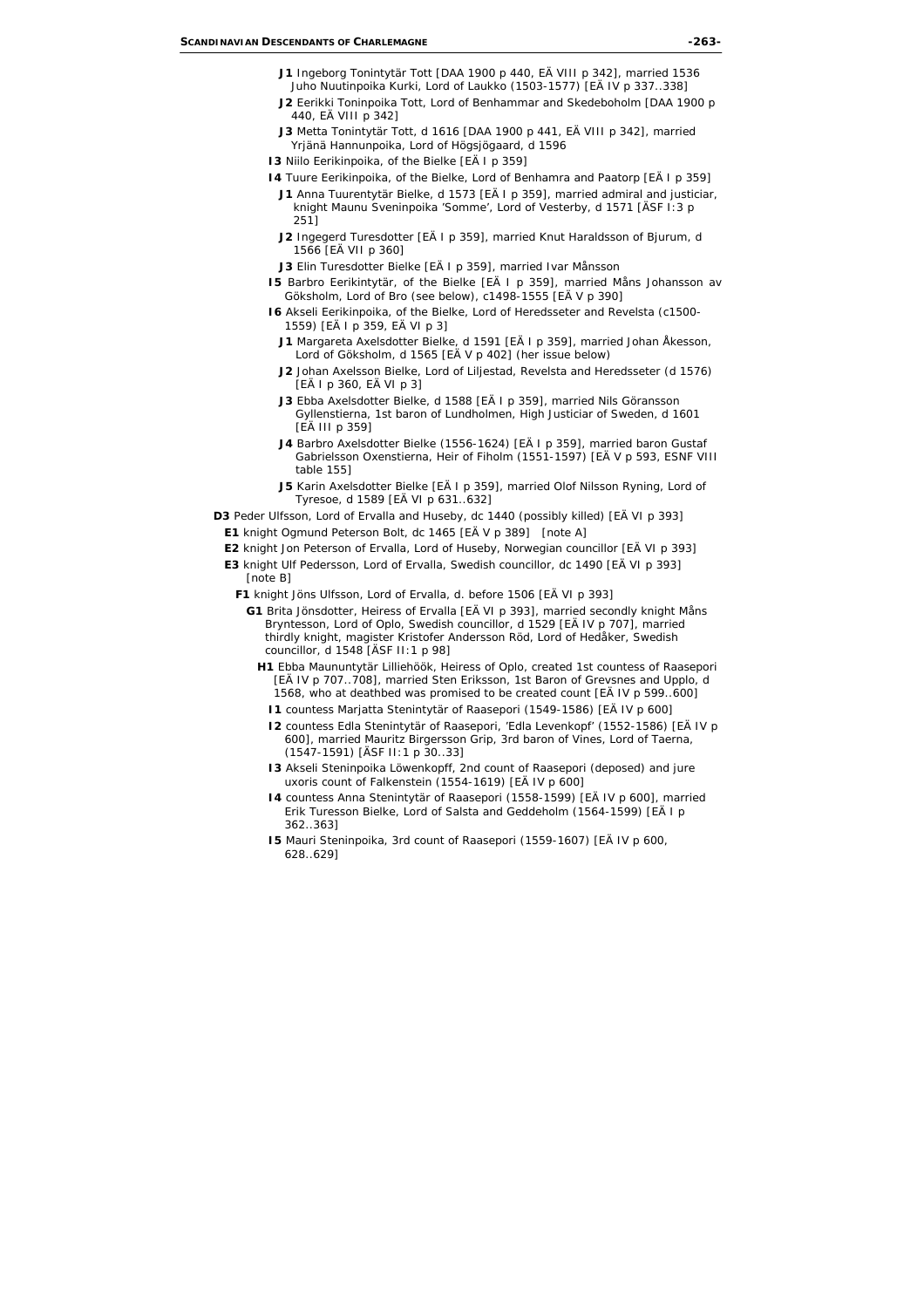**J1** Ingeborg Tonintytär Tott [DAA 1900 p 440, EÄ VIII p 342], married 1536 Juho Nuutinpoika Kurki, Lord of Laukko (1503-1577) [EÄ IV p 337..338]

**J2** Eerikki Toninpoika Tott, Lord of Benhammar and Skedeboholm [DAA 1900 p 440, EÄ VIII p 342]

**J3** Metta Tonintytär Tott, d 1616 [DAA 1900 p 441, EÄ VIII p 342], married Yrjänä Hannunpoika, Lord of Högsjögaard, d 1596

**I3** Niilo Eerikinpoika, of the Bielke [EÄ I p 359]

**I4** Tuure Eerikinpoika, of the Bielke, Lord of Benhamra and Paatorp [EÄ I p 359]

**J1** Anna Tuurentytär Bielke, d 1573 [EÄ I p 359], married admiral and justiciar, knight Maunu Sveninpoika 'Somme', Lord of Vesterby, d 1571 [ÄSF I:3 p 251]

**J2** Ingegerd Turesdotter [EÄ I p 359], married Knut Haraldsson of Bjurum, d 1566 [EÄ VII p 360]

**J3** Elin Turesdotter Bielke [EÄ I p 359], married Ivar Månsson

**I5** Barbro Eerikintytär, of the Bielke [EÄ I p 359], married Måns Johansson av Göksholm, Lord of Bro (see below), c1498-1555 [EÄ V p 390]

**I6** Akseli Eerikinpoika, of the Bielke, Lord of Heredsseter and Revelsta (c1500-1559) [EÄ I p 359, EÄ VI p 3]

**J1** Margareta Axelsdotter Bielke, d 1591 [EÄ I p 359], married Johan Åkesson, Lord of Göksholm, d 1565 [EÄ V p 402] (her issue below)

**J2** Johan Axelsson Bielke, Lord of Liljestad, Revelsta and Heredsseter (d 1576) [EÄ I p 360, EÄ VI p 3]

**J3** Ebba Axelsdotter Bielke, d 1588 [EÄ I p 359], married Nils Göransson Gyllenstierna, 1st baron of Lundholmen, High Justiciar of Sweden, d 1601 [EÄ III p 359]

**J4** Barbro Axelsdotter Bielke (1556-1624) [EÄ I p 359], married baron Gustaf Gabrielsson Oxenstierna, Heir of Fiholm (1551-1597) [EÄ V p 593, ESNF VIII table 155]

**J5** Karin Axelsdotter Bielke [EÄ I p 359], married Olof Nilsson Ryning, Lord of Tyresoe, d 1589 [EÄ VI p 631..632]

**D3** Peder Ulfsson, Lord of Ervalla and Huseby, dc 1440 (possibly killed) [EÄ VI p 393]

**E1** knight Ogmund Peterson Bolt, dc 1465 [EÄ V p 389] [note A]

**E2** knight Jon Peterson of Ervalla, Lord of Huseby, Norwegian councillor [EÄ VI p 393]

**E3** knight Ulf Pedersson, Lord of Ervalla, Swedish councillor, dc 1490 [EÄ VI p 393] [note B]

**F1** knight Jöns Ulfsson, Lord of Ervalla, d. before 1506 [EÄ VI p 393]

**G1** Brita Jönsdotter, Heiress of Ervalla [EÄ VI p 393], married secondly knight Måns Bryntesson, Lord of Oplo, Swedish councillor, d 1529 [EÄ IV p 707], married thirdly knight, magister Kristofer Andersson Röd, Lord of Hedåker, Swedish councillor, d 1548 [ÄSF II:1 p 98]

**H1** Ebba Maununtytär Lilliehöök, Heiress of Oplo, created 1st countess of Raasepori [EÄ IV p 707..708], married Sten Eriksson, 1st Baron of Grevsnes and Upplo, d 1568, who at deathbed was promised to be created count [EÄ IV p 599..600]

**I1** countess Marjatta Stenintytär of Raasepori (1549-1586) [EÄ IV p 600]

**I2** countess Edla Stenintytär of Raasepori, 'Edla Levenkopf' (1552-1586) [EÄ IV p 600], married Mauritz Birgersson Grip, 3rd baron of Vines, Lord of Taerna, (1547-1591) [ÄSF II:1 p 30..33]

**I3** Akseli Steninpoika Löwenkopff, 2nd count of Raasepori (deposed) and jure uxoris count of Falkenstein (1554-1619) [EÄ IV p 600]

**I4** countess Anna Stenintytär of Raasepori (1558-1599) [EÄ IV p 600], married Erik Turesson Bielke, Lord of Salsta and Geddeholm (1564-1599) [EÄ I p 362..363]

**I5** Mauri Steninpoika, 3rd count of Raasepori (1559-1607) [EÄ IV p 600, 628..629]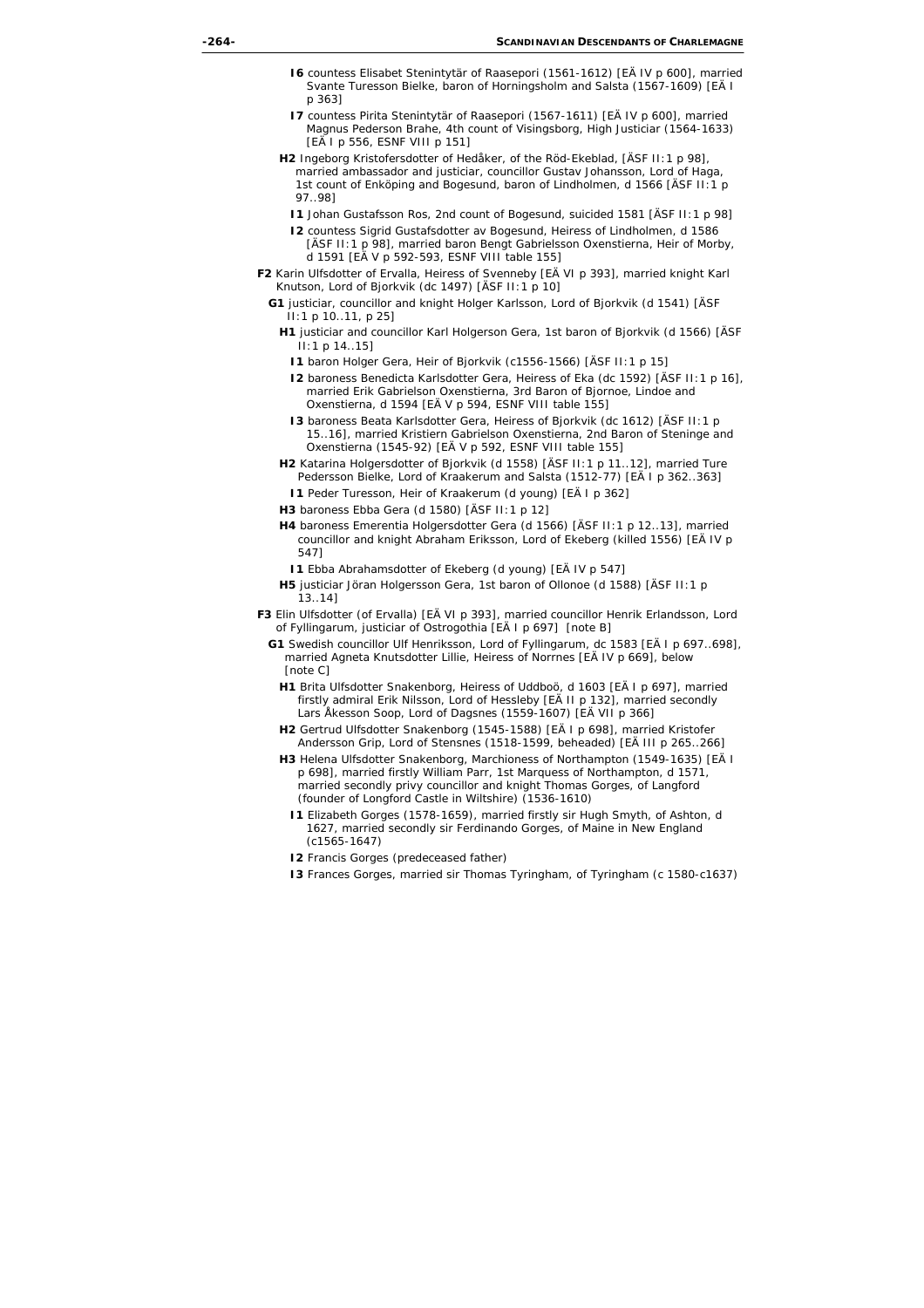- **I6** countess Elisabet Stenintytär of Raasepori (1561-1612) [EÄ IV p 600], married Svante Turesson Bielke, baron of Horningsholm and Salsta (1567-1609) [EÄ I p 363]
- **I7** countess Pirita Stenintytär of Raasepori (1567-1611) [EÄ IV p 600], married Magnus Pederson Brahe, 4th count of Visingsborg, High Justiciar (1564-1633) [EÄ I p 556, ESNF VIII p 151]

- **H2** Ingeborg Kristofersdotter of Hedåker, of the Röd-Ekeblad, [ÄSF II:1 p 98], married ambassador and justiciar, councillor Gustav Johansson, Lord of Haga, 1st count of Enköping and Bogesund, baron of Lindholmen, d 1566 [ÄSF II:1 p 97..98]
  - **I1** Johan Gustafsson Ros, 2nd count of Bogesund, suicided 1581 [ÄSF II:1 p 98]
  - **I2** countess Sigrid Gustafsdotter av Bogesund, Heiress of Lindholmen, d 1586 [ÄSF II:1 p 98], married baron Bengt Gabrielsson Oxenstierna, Heir of Morby, d 1591 [EÄ V p 592-593, ESNF VIII table 155]

**F2** Karin Ulfsdotter of Ervalla, Heiress of Svenneby [EÄ VI p 393], married knight Karl Knutson, Lord of Bjorkvik (dc 1497) [ÄSF II:1 p 10]

- **G1** justiciar, councillor and knight Holger Karlsson, Lord of Bjorkvik (d 1541) [ÄSF II:1 p 10..11, p 25]
  - **H1** justiciar and councillor Karl Holgerson Gera, 1st baron of Bjorkvik (d 1566) [ÄSF II:1 p 14..15]
    - **I1** baron Holger Gera, Heir of Bjorkvik (c1556-1566) [ÄSF II:1 p 15]
    - **I2** baroness Benedicta Karlsdotter Gera, Heiress of Eka (dc 1592) [ÄSF II:1 p 16], married Erik Gabrielson Oxenstierna, 3rd Baron of Bjornoe, Lindoe and Oxenstierna, d 1594 [EÄ V p 594, ESNF VIII table 155]
    - **I3** baroness Beata Karlsdotter Gera, Heiress of Bjorkvik (dc 1612) [ÄSF II:1 p 15..16], married Kristiern Gabrielson Oxenstierna, 2nd Baron of Steninge and Oxenstierna (1545-92) [EÄ V p 592, ESNF VIII table 155]
  - **H2** Katarina Holgersdotter of Bjorkvik (d 1558) [ÄSF II:1 p 11..12], married Ture Pedersson Bielke, Lord of Kraakerum and Salsta (1512-77) [EÄ I p 362..363]
    - **I1** Peder Turesson, Heir of Kraakerum (d young) [EÄ I p 362]
  - **H3** baroness Ebba Gera (d 1580) [ÄSF II:1 p 12]
  - **H4** baroness Emerentia Holgersdotter Gera (d 1566) [ÄSF II:1 p 12..13], married councillor and knight Abraham Eriksson, Lord of Ekeberg (killed 1556) [EÄ IV p 547]
    - **I1** Ebba Abrahamsdotter of Ekeberg (d young) [EÄ IV p 547]
  - **H5** justiciar Jöran Holgersson Gera, 1st baron of Ollonoe (d 1588) [ÄSF II:1 p 13..14]

**F3** Elin Ulfsdotter (of Ervalla) [EÄ VI p 393], married councillor Henrik Erlandsson, Lord of Fyllingarum, justiciar of Ostrogothia [EÄ I p 697] [note B]

- **G1** Swedish councillor Ulf Henriksson, Lord of Fyllingarum, dc 1583 [EÄ I p 697..698], married Agneta Knutsdotter Lillie, Heiress of Norrnes [EÄ IV p 669], below [note C]
  - **H1** Brita Ulfsdotter Snakenborg, Heiress of Uddboö, d 1603 [EÄ I p 697], married firstly admiral Erik Nilsson, Lord of Hessleby [EÄ II p 132], married secondly Lars Åkesson Soop, Lord of Dagsnes (1559-1607) [EÄ VII p 366]
  - **H2** Gertrud Ulfsdotter Snakenborg (1545-1588) [EÄ I p 698], married Kristofer Andersson Grip, Lord of Stensnes (1518-1599, beheaded) [EÄ III p 265..266]
  - **H3** Helena Ulfsdotter Snakenborg, Marchioness of Northampton (1549-1635) [EÄ I p 698], married firstly William Parr, 1st Marquess of Northampton, d 1571, married secondly privy councillor and knight Thomas Gorges, of Langford (founder of Longford Castle in Wiltshire) (1536-1610)
    - **I1** Elizabeth Gorges (1578-1659), married firstly sir Hugh Smyth, of Ashton, d 1627, married secondly sir Ferdinando Gorges, of Maine in New England (c1565-1647)
    - **I2** Francis Gorges (predeceased father)
    - **I3** Frances Gorges, married sir Thomas Tyringham, of Tyringham (c 1580-c1637)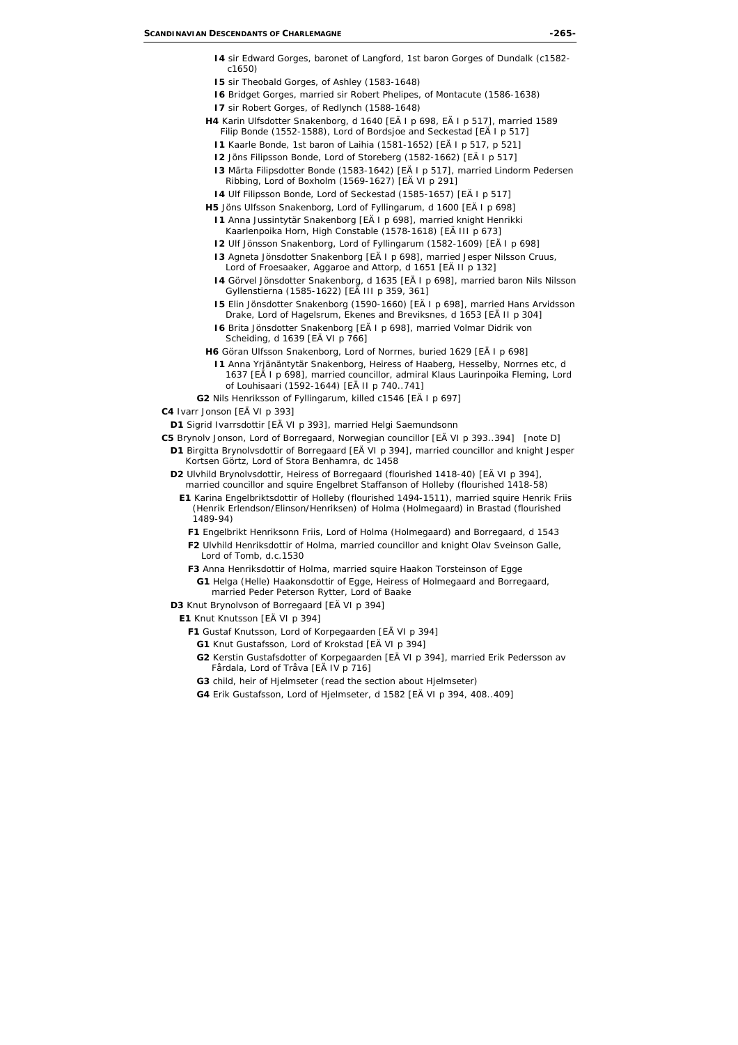- **I4** sir Edward Gorges, baronet of Langford, 1st baron Gorges of Dundalk (c1582-c1650)
- **I5** sir Theobald Gorges, of Ashley (1583-1648)
- **I6** Bridget Gorges, married sir Robert Phelipes, of Montacute (1586-1638)
- **I7** sir Robert Gorges, of Redlynch (1588-1648)

**H4** Karin Ulfsdotter Snakenborg, d 1640 [EÄ I p 698, EÄ I p 517], married 1589 Filip Bonde (1552-1588), Lord of Bordsjoe and Seckestad [EÄ I p 517]

- **I1** Kaarle Bonde, 1st baron of Laihia (1581-1652) [EÄ I p 517, p 521]
- **I2** Jöns Filipsson Bonde, Lord of Storeberg (1582-1662) [EÄ I p 517]
- **I3** Märta Filipsdotter Bonde (1583-1642) [EÄ I p 517], married Lindorm Pedersen Ribbing, Lord of Boxholm (1569-1627) [EÄ VI p 291]
- **I4** Ulf Filipsson Bonde, Lord of Seckestad (1585-1657) [EÄ I p 517]

**H5** Jöns Ulfsson Snakenborg, Lord of Fyllingarum, d 1600 [EÄ I p 698]

- **I1** Anna Jussintytär Snakenborg [EÄ I p 698], married knight Henrikki Kaarlenpoika Horn, High Constable (1578-1618) [EÄ III p 673]
- **I2** Ulf Jönsson Snakenborg, Lord of Fyllingarum (1582-1609) [EÄ I p 698]
- **I3** Agneta Jönsdotter Snakenborg [EÄ I p 698], married Jesper Nilsson Cruus, Lord of Froesaaker, Aggaroe and Attorp, d 1651 [EÄ II p 132]
- **I4** Görvel Jönsdotter Snakenborg, d 1635 [EÄ I p 698], married baron Nils Nilsson Gyllenstierna (1585-1622) [EÄ III p 359, 361]
- **I5** Elin Jönsdotter Snakenborg (1590-1660) [EÄ I p 698], married Hans Arvidsson Drake, Lord of Hagelsrum, Ekenes and Breviksnes, d 1653 [EÄ II p 304]
- **I6** Brita Jönsdotter Snakenborg [EÄ I p 698], married Volmar Didrik von Scheiding, d 1639 [EÄ VI p 766]

**H6** Göran Ulfsson Snakenborg, Lord of Norrnes, buried 1629 [EÄ I p 698]

- **I1** Anna Yrjänäntytär Snakenborg, Heiress of Haaberg, Hesselby, Norrnes etc, d 1637 [EÄ I p 698], married councillor, admiral Klaus Laurinpoika Fleming, Lord of Louhisaari (1592-1644) [EÄ II p 740..741]

**G2** Nils Henriksson of Fyllingarum, killed c1546 [EÄ I p 697]

**C4** Ivarr Jonson [EÄ VI p 393]

- **D1** Sigrid Ivarrsdottir [EÄ VI p 393], married Helgi Saemundsonn

**C5** Brynolv Jonson, Lord of Borregaard, Norwegian councillor [EÄ VI p 393..394] [note D]

- **D1** Birgitta Brynolvsdottir of Borregaard [EÄ VI p 394], married councillor and knight Jesper Kortsen Görtz, Lord of Stora Benhamra, dc 1458
- **D2** Ulvhild Brynolvsdottir, Heiress of Borregaard (flourished 1418-40) [EÄ VI p 394], married councillor and squire Engelbret Staffanson of Holleby (flourished 1418-58)
  - **E1** Karina Engelbriktsdottir of Holleby (flourished 1494-1511), married squire Henrik Friis (Henrik Erlendson/Elinson/Henriksen) of Holma (Holmegaard) in Brastad (flourished 1489-94)
    - **F1** Engelbrikt Henriksonn Friis, Lord of Holma (Holmegaard) and Borregaard, d 1543
    - **F2** Ulvhild Henriksdottir of Holma, married councillor and knight Olav Sveinson Galle, Lord of Tomb, d.c.1530
    - **F3** Anna Henriksdottir of Holma, married squire Haakon Torsteinson of Egge
      - **G1** Helga (Helle) Haakonsdottir of Egge, Heiress of Holmegaard and Borregaard, married Peder Peterson Rytter, Lord of Baake
- **D3** Knut Brynolvson of Borregaard [EÄ VI p 394]
  - **E1** Knut Knutsson [EÄ VI p 394]
    - **F1** Gustaf Knutsson, Lord of Korpegaarden [EÄ VI p 394]
      - **G1** Knut Gustafsson, Lord of Krokstad [EÄ VI p 394]
      - **G2** Kerstin Gustafsdotter of Korpegaarden [EÄ VI p 394], married Erik Pedersson av Fårdala, Lord of Tråva [EÄ IV p 716]
      - **G3** child, heir of Hjelmseter (read the section about Hjelmseter)
      - **G4** Erik Gustafsson, Lord of Hjelmseter, d 1582 [EÄ VI p 394, 408..409]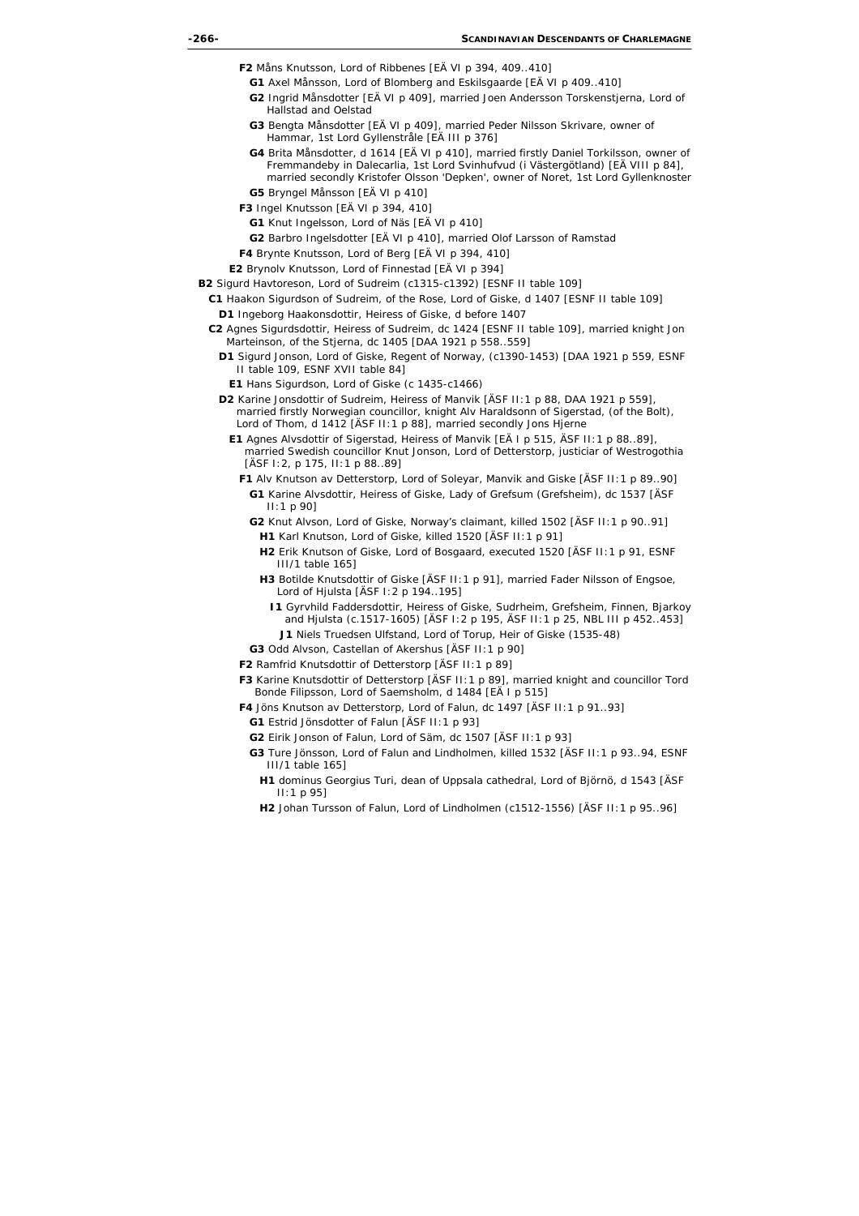**F2** Måns Knutsson, Lord of Ribbenes [EÄ VI p 394, 409..410]

**G1** Axel Månsson, Lord of Blomberg and Eskilsgaarde [EÄ VI p 409..410]

**G2** Ingrid Månsdotter [EÄ VI p 409], married Joen Andersson Torskenstjerna, Lord of Hallstad and Oelstad

**G3** Bengta Månsdotter [EÄ VI p 409], married Peder Nilsson Skrivare, owner of Hammar, 1st Lord Gyllenstråle [EÄ III p 376]

**G4** Brita Månsdotter, d 1614 [EÄ VI p 410], married firstly Daniel Torkilsson, owner of Fremmandeby in Dalecarlia, 1st Lord Svinhufvud (i Västergötland) [EÄ VIII p 84], married secondly Kristofer Olsson 'Depken', owner of Noret, 1st Lord Gyllenknoster

**G5** Bryngel Månsson [EÄ VI p 410]

**F3** Ingel Knutsson [EÄ VI p 394, 410]

**G1** Knut Ingelsson, Lord of Näs [EÄ VI p 410]

**G2** Barbro Ingelsdotter [EÄ VI p 410], married Olof Larsson of Ramstad

**F4** Brynte Knutsson, Lord of Berg [EÄ VI p 394, 410]

**E2** Brynolv Knutsson, Lord of Finnestad [EÄ VI p 394]

**B2** Sigurd Havtoreson, Lord of Sudreim (c1315-c1392) [ESNF II table 109]

**C1** Haakon Sigurdson of Sudreim, of the Rose, Lord of Giske, d 1407 [ESNF II table 109]

**D1** Ingeborg Haakonsdottir, Heiress of Giske, d before 1407

**C2** Agnes Sigurdsdottir, Heiress of Sudreim, dc 1424 [ESNF II table 109], married knight Jon Marteinson, of the Stjerna, dc 1405 [DAA 1921 p 558..559]

**D1** Sigurd Jonson, Lord of Giske, Regent of Norway, (c1390-1453) [DAA 1921 p 559, ESNF II table 109, ESNF XVII table 84]

**E1** Hans Sigurdson, Lord of Giske (c 1435-c1466)

**D2** Karine Jonsdottir of Sudreim, Heiress of Manvik [ÄSF II:1 p 88, DAA 1921 p 559], married firstly Norwegian councillor, knight Alv Haraldsonn of Sigerstad, (of the Bolt), Lord of Thom, d 1412 [ÄSF II:1 p 88], married secondly Jons Hjerne

**E1** Agnes Alvsdottir of Sigerstad, Heiress of Manvik [EÄ I p 515, ÄSF II:1 p 88..89], married Swedish councillor Knut Jonson, Lord of Detterstorp, justiciar of Westrogothia [ÄSF I:2, p 175, II:1 p 88..89]

**F1** Alv Knutson av Detterstorp, Lord of Soleyar, Manvik and Giske [ÄSF II:1 p 89..90]

**G1** Karine Alvsdottir, Heiress of Giske, Lady of Grefsum (Grefsheim), dc 1537 [ÄSF II:1 p 90]

**G2** Knut Alvson, Lord of Giske, Norway's claimant, killed 1502 [ÄSF II:1 p 90..91]

**H1** Karl Knutson, Lord of Giske, killed 1520 [ÄSF II:1 p 91]

**H2** Erik Knutson of Giske, Lord of Bosgaard, executed 1520 [ÄSF II:1 p 91, ESNF III/1 table 165]

**H3** Botilde Knutsdottir of Giske [ÄSF II:1 p 91], married Fader Nilsson of Engsoe, Lord of Hjulsta [ÄSF I:2 p 194..195]

**I1** Gyrvhild Faddersdottir, Heiress of Giske, Sudrheim, Grefsheim, Finnen, Bjarkoy and Hjulsta (c.1517-1605) [ÄSF I:2 p 195, ÄSF II:1 p 25, NBL III p 452..453]

**J1** Niels Truedsen Ulfstand, Lord of Torup, Heir of Giske (1535-48)

**G3** Odd Alvson, Castellan of Akershus [ÄSF II:1 p 90]

**F2** Ramfrid Knutsdottir of Detterstorp [ÄSF II:1 p 89]

**F3** Karine Knutsdottir of Detterstorp [ÄSF II:1 p 89], married knight and councillor Tord Bonde Filipsson, Lord of Saemsholm, d 1484 [EÄ I p 515]

**F4** Jöns Knutson av Detterstorp, Lord of Falun, dc 1497 [ÄSF II:1 p 91..93]

**G1** Estrid Jönsdotter of Falun [ÄSF II:1 p 93]

**G2** Eirik Jonson of Falun, Lord of Säm, dc 1507 [ÄSF II:1 p 93]

**G3** Ture Jönsson, Lord of Falun and Lindholmen, killed 1532 [ÄSF II:1 p 93..94, ESNF III/1 table 165]

**H1** dominus Georgius Turi, dean of Uppsala cathedral, Lord of Björnö, d 1543 [ÄSF II:1 p 95]

**H2** Johan Tursson of Falun, Lord of Lindholmen (c1512-1556) [ÄSF II:1 p 95..96]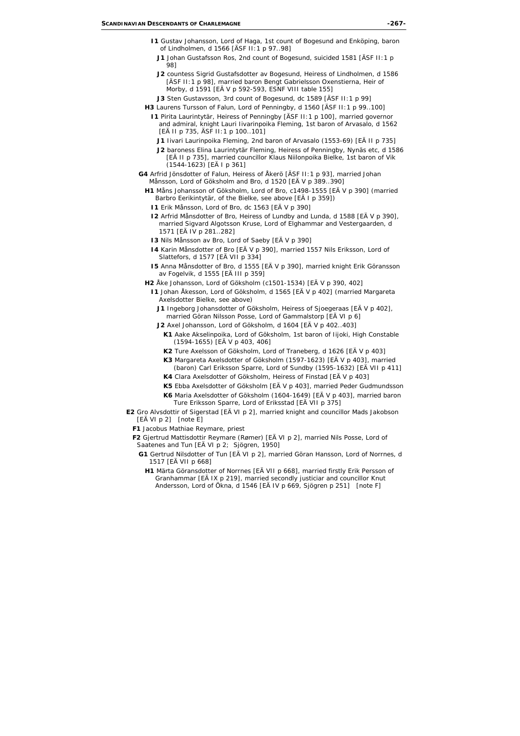- **I1** Gustav Johansson, Lord of Haga, 1st count of Bogesund and Enköping, baron of Lindholmen, d 1566 [ÄSF II:1 p 97..98]
  - **J1** Johan Gustafsson Ros, 2nd count of Bogesund, suicided 1581 [ÄSF II:1 p 98]
  - **J2** countess Sigrid Gustafsdotter av Bogesund, Heiress of Lindholmen, d 1586 [ÄSF II:1 p 98], married baron Bengt Gabrielsson Oxenstierna, Heir of Morby, d 1591 [EÄ V p 592-593, ESNF VIII table 155]
  - **J3** Sten Gustavsson, 3rd count of Bogesund, dc 1589 [ÄSF II:1 p 99]
- **H3** Laurens Tursson of Falun, Lord of Penningby, d 1560 [ÄSF II:1 p 99..100]
  - **I1** Pirita Laurintytär, Heiress of Penningby [ÄSF II:1 p 100], married governor and admiral, knight Lauri Iivarinpoika Fleming, 1st baron of Arvasalo, d 1562 [EÄ II p 735, ÄSF II:1 p 100..101]
    - **J1** Iivari Laurinpoika Fleming, 2nd baron of Arvasalo (1553-69) [EÄ II p 735]
    - **J2** baroness Elina Laurintytär Fleming, Heiress of Penningby, Nynäs etc, d 1586 [EÄ II p 735], married councillor Klaus Niilonpoika Bielke, 1st baron of Vik (1544-1623) [EÄ I p 361]

**G4** Arfrid Jönsdotter of Falun, Heiress of Åkerö [ÄSF II:1 p 93], married Johan Månsson, Lord of Göksholm and Bro, d 1520 [EÄ V p 389..390]

- **H1** Måns Johansson of Göksholm, Lord of Bro, c1498-1555 [EÄ V p 390] (married Barbro Eerikintytär, of the Bielke, see above [EÄ I p 359])
  - **I1** Erik Månsson, Lord of Bro, dc 1563 [EÄ V p 390]
  - **I2** Arfrid Månsdotter of Bro, Heiress of Lundby and Lunda, d 1588 [EÄ V p 390], married Sigvard Algotsson Kruse, Lord of Elghammar and Vestergaarden, d 1571 [EÄ IV p 281..282]
  - **I3** Nils Månsson av Bro, Lord of Saeby [EÄ V p 390]
  - **I4** Karin Månsdotter of Bro [EÄ V p 390], married 1557 Nils Eriksson, Lord of Slattefors, d 1577 [EÄ VII p 334]
  - **I5** Anna Månsdotter of Bro, d 1555 [EÄ V p 390], married knight Erik Göransson av Fogelvik, d 1555 [EÄ III p 359]
- **H2** Åke Johansson, Lord of Göksholm (c1501-1534) [EÄ V p 390, 402]
  - **I1** Johan Åkesson, Lord of Göksholm, d 1565 [EÄ V p 402] (married Margareta Axelsdotter Bielke, see above)
    - **J1** Ingeborg Johansdotter of Göksholm, Heiress of Sjoegeraas [EÄ V p 402], married Göran Nilsson Posse, Lord of Gammalstorp [EÄ VI p 6]
    - **J2** Axel Johansson, Lord of Göksholm, d 1604 [EÄ V p 402..403]
      - **K1** Aake Akselinpoika, Lord of Göksholm, 1st baron of Iijoki, High Constable (1594-1655) [EÄ V p 403, 406]
      - **K2** Ture Axelsson of Göksholm, Lord of Traneberg, d 1626 [EÄ V p 403]
      - **K3** Margareta Axelsdotter of Göksholm (1597-1623) [EÄ V p 403], married (baron) Carl Eriksson Sparre, Lord of Sundby (1595-1632) [EÄ VII p 411]
      - **K4** Clara Axelsdotter of Göksholm, Heiress of Finstad [EÄ V p 403]
      - **K5** Ebba Axelsdotter of Göksholm [EÄ V p 403], married Peder Gudmundsson
      - **K6** Maria Axelsdotter of Göksholm (1604-1649) [EÄ V p 403], married baron Ture Eriksson Sparre, Lord of Eriksstad [EÄ VII p 375]

**E2** Gro Alvsdottir of Sigerstad [EÄ VI p 2], married knight and councillor Mads Jakobson [EÄ VI p 2] [note E]

- **F1** Jacobus Mathiae Reymare, priest
- **F2** Gjertrud Mattisdottir Reymare (Rømer) [EÄ VI p 2], married Nils Posse, Lord of Saatenes and Tun [EÄ VI p 2; Sjögren, 1950]
  - **G1** Gertrud Nilsdotter of Tun [EÄ VI p 2], married Göran Hansson, Lord of Norrnes, d 1517 [EÄ VII p 668]
    - **H1** Märta Göransdotter of Norrnes [EÄ VII p 668], married firstly Erik Persson of Granhammar [EÄ IX p 219], married secondly justiciar and councillor Knut Andersson, Lord of Ökna, d 1546 [EÄ IV p 669, Sjögren p 251] [note F]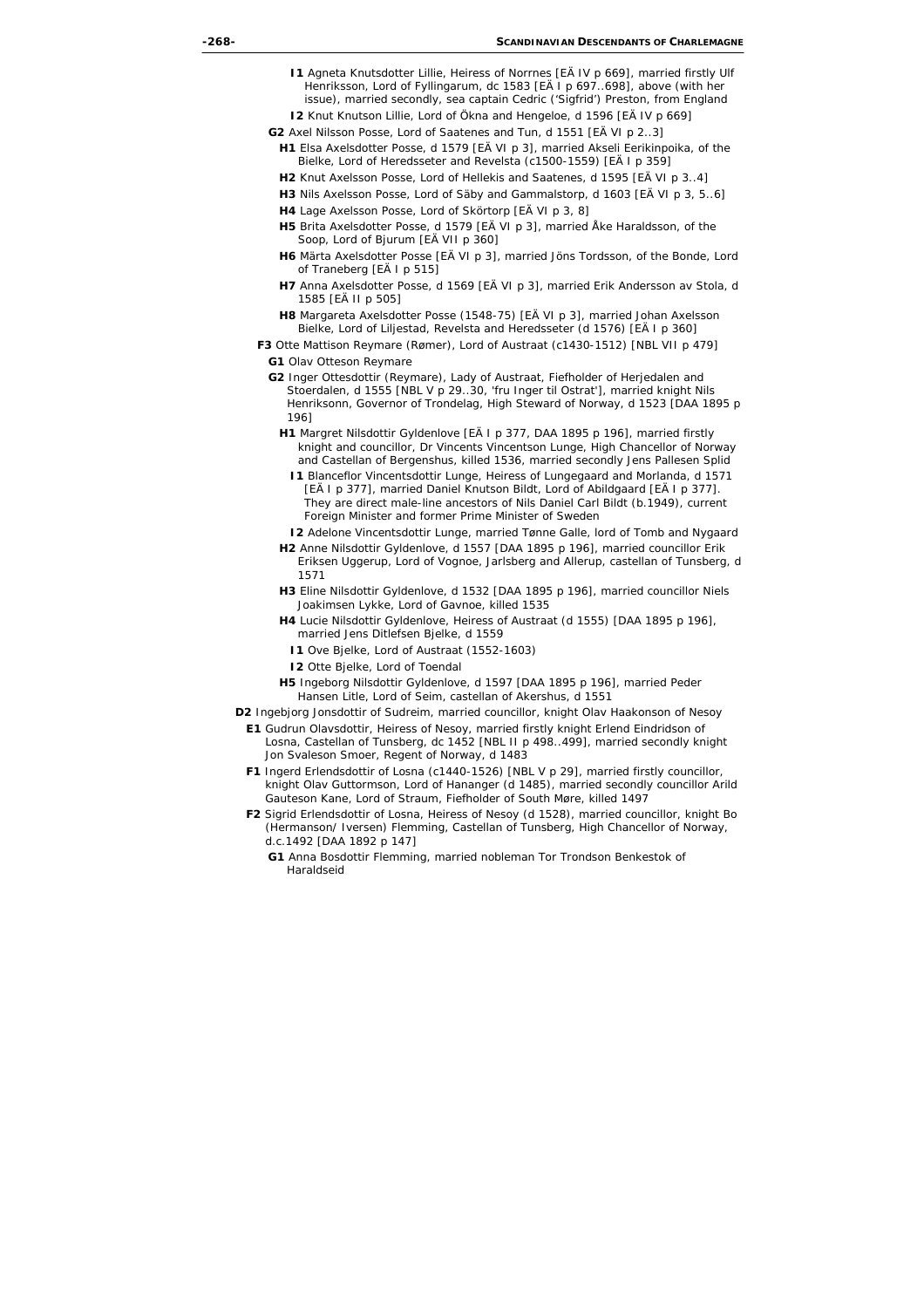**I1** Agneta Knutsdotter Lillie, Heiress of Norrnes [EÄ IV p 669], married firstly Ulf Henriksson, Lord of Fyllingarum, dc 1583 [EÄ I p 697..698], above (with her issue), married secondly, sea captain Cedric ('Sigfrid') Preston, from England

**I2** Knut Knutson Lillie, Lord of Ökna and Hengeloe, d 1596 [EÄ IV p 669]

**G2** Axel Nilsson Posse, Lord of Saatenes and Tun, d 1551 [EÄ VI p 2..3]

**H1** Elsa Axelsdotter Posse, d 1579 [EÄ VI p 3], married Akseli Eerikinpoika, of the Bielke, Lord of Heredsseter and Revelsta (c1500-1559) [EÄ I p 359]

**H2** Knut Axelsson Posse, Lord of Hellekis and Saatenes, d 1595 [EÄ VI p 3..4]

**H3** Nils Axelsson Posse, Lord of Säby and Gammalstorp, d 1603 [EÄ VI p 3, 5..6]

**H4** Lage Axelsson Posse, Lord of Skörtorp [EÄ VI p 3, 8]

**H5** Brita Axelsdotter Posse, d 1579 [EÄ VI p 3], married Åke Haraldsson, of the Soop, Lord of Bjurum [EÄ VII p 360]

**H6** Märta Axelsdotter Posse [EÄ VI p 3], married Jöns Tordsson, of the Bonde, Lord of Traneberg [EÄ I p 515]

**H7** Anna Axelsdotter Posse, d 1569 [EÄ VI p 3], married Erik Andersson av Stola, d 1585 [EÄ II p 505]

**H8** Margareta Axelsdotter Posse (1548-75) [EÄ VI p 3], married Johan Axelsson Bielke, Lord of Liljestad, Revelsta and Heredsseter (d 1576) [EÄ I p 360]

**F3** Otte Mattison Reymare (Rømer), Lord of Austraat (c1430-1512) [NBL VII p 479]

**G1** Olav Otteson Reymare

**G2** Inger Ottesdottir (Reymare), Lady of Austraat, Fiefholder of Herjedalen and Stoerdalen, d 1555 [NBL V p 29..30, 'fru Inger til Ostrat'], married knight Nils Henriksonn, Governor of Trondelag, High Steward of Norway, d 1523 [DAA 1895 p 196]

**H1** Margret Nilsdottir Gyldenlove [EÄ I p 377, DAA 1895 p 196], married firstly knight and councillor, Dr Vincents Vincentson Lunge, High Chancellor of Norway and Castellan of Bergenshus, killed 1536, married secondly Jens Pallesen Splid

**I1** Blanceflor Vincentsdottir Lunge, Heiress of Lungegaard and Morlanda, d 1571 [EÄ I p 377], married Daniel Knutson Bildt, Lord of Abildgaard [EÄ I p 377]. They are direct male-line ancestors of Nils Daniel Carl Bildt (b.1949), current Foreign Minister and former Prime Minister of Sweden

**I2** Adelone Vincentsdottir Lunge, married Tønne Galle, lord of Tomb and Nygaard

**H2** Anne Nilsdottir Gyldenlove, d 1557 [DAA 1895 p 196], married councillor Erik Eriksen Uggerup, Lord of Vognoe, Jarlsberg and Allerup, castellan of Tunsberg, d 1571

**H3** Eline Nilsdottir Gyldenlove, d 1532 [DAA 1895 p 196], married councillor Niels Joakimsen Lykke, Lord of Gavnoe, killed 1535

**H4** Lucie Nilsdottir Gyldenlove, Heiress of Austraat (d 1555) [DAA 1895 p 196], married Jens Ditlefsen Bjelke, d 1559

**I1** Ove Bjelke, Lord of Austraat (1552-1603)

**I2** Otte Bjelke, Lord of Toendal

**H5** Ingeborg Nilsdottir Gyldenlove, d 1597 [DAA 1895 p 196], married Peder Hansen Litle, Lord of Seim, castellan of Akershus, d 1551

**D2** Ingebjorg Jonsdottir of Sudreim, married councillor, knight Olav Haakonson of Nesoy

**E1** Gudrun Olavsdottir, Heiress of Nesoy, married firstly knight Erlend Eindridson of Losna, Castellan of Tunsberg, dc 1452 [NBL II p 498..499], married secondly knight Jon Svaleson Smoer, Regent of Norway, d 1483

**F1** Ingerd Erlendsdottir of Losna (c1440-1526) [NBL V p 29], married firstly councillor, knight Olav Guttormson, Lord of Hananger (d 1485), married secondly councillor Arild Gauteson Kane, Lord of Straum, Fiefholder of South Møre, killed 1497

**F2** Sigrid Erlendsdottir of Losna, Heiress of Nesoy (d 1528), married councillor, knight Bo (Hermanson/ Iversen) Flemming, Castellan of Tunsberg, High Chancellor of Norway, d.c.1492 [DAA 1892 p 147]

**G1** Anna Bosdottir Flemming, married nobleman Tor Trondson Benkestok of Haraldseid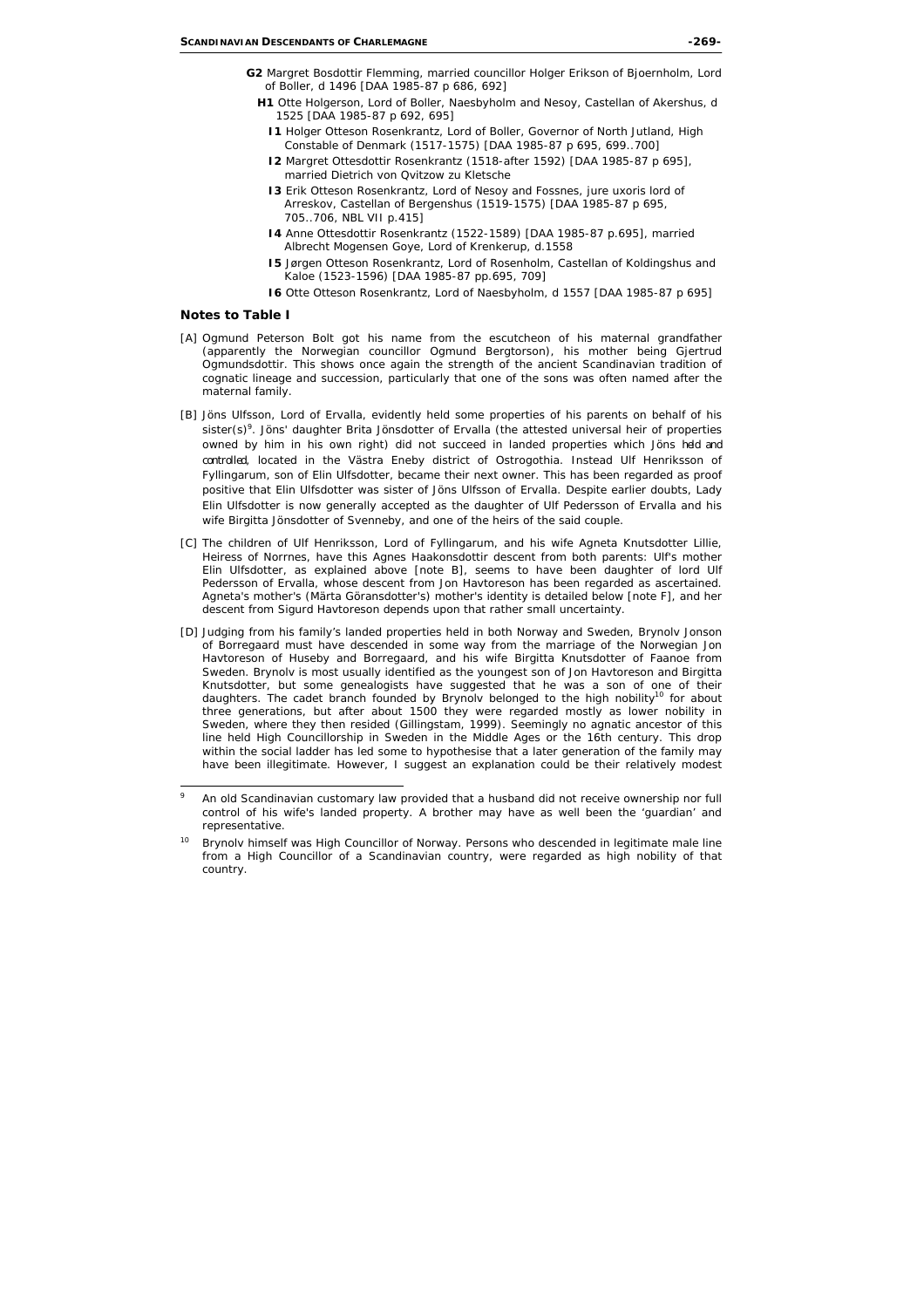**G2** Margret Bosdottir Flemming, married councillor Holger Erikson of Bjoernholm, Lord of Boller, d 1496 [DAA 1985-87 p 686, 692]

**H1** Otte Holgerson, Lord of Boller, Naesbyholm and Nesoy, Castellan of Akershus, d 1525 [DAA 1985-87 p 692, 695]

**I1** Holger Otteson Rosenkrantz, Lord of Boller, Governor of North Jutland, High Constable of Denmark (1517-1575) [DAA 1985-87 p 695, 699..700]

**I2** Margret Ottesdottir Rosenkrantz (1518-after 1592) [DAA 1985-87 p 695], married Dietrich von Qvitzow zu Kletsche

**I3** Erik Otteson Rosenkrantz, Lord of Nesoy and Fossnes, jure uxoris lord of Arreskov, Castellan of Bergenshus (1519-1575) [DAA 1985-87 p 695, 705..706, NBL VII p.415]

**I4** Anne Ottesdottir Rosenkrantz (1522-1589) [DAA 1985-87 p.695], married Albrecht Mogensen Goye, Lord of Krenkerup, d.1558

**I5** Jørgen Otteson Rosenkrantz, Lord of Rosenholm, Castellan of Koldingshus and Kaloe (1523-1596) [DAA 1985-87 pp.695, 709]

**I6** Otte Otteson Rosenkrantz, Lord of Naesbyholm, d 1557 [DAA 1985-87 p 695]

### Notes to Table I

[A] Ogmund Peterson Bolt got his name from the escutcheon of his maternal grandfather (apparently the Norwegian councillor Ogmund Bergtorson), his mother being Gjertrud Ogmundsdottir. This shows once again the strength of the ancient Scandinavian tradition of cognatic lineage and succession, particularly that one of the sons was often named after the maternal family.

[B] Jöns Ulfsson, Lord of Ervalla, evidently held some properties of his parents on behalf of his sister(s)[9]. Jöns' daughter Brita Jönsdotter of Ervalla (the attested universal heir of properties owned by him in his own right) did not succeed in landed properties which Jöns *held and controlled*, located in the Västra Eneby district of Ostrogothia. Instead Ulf Henriksson of Fyllingarum, son of Elin Ulfsdotter, became their next owner. This has been regarded as proof positive that Elin Ulfsdotter was sister of Jöns Ulfsson of Ervalla. Despite earlier doubts, Lady Elin Ulfsdotter is now generally accepted as the daughter of Ulf Pedersson of Ervalla and his wife Birgitta Jönsdotter of Svenneby, and one of the heirs of the said couple.

[C] The children of Ulf Henriksson, Lord of Fyllingarum, and his wife Agneta Knutsdotter Lillie, Heiress of Norrnes, have this Agnes Haakonsdottir descent from both parents: Ulf's mother Elin Ulfsdotter, as explained above [note B], seems to have been daughter of lord Ulf Pedersson of Ervalla, whose descent from Jon Havtoreson has been regarded as ascertained. Agneta's mother's (Märta Göransdotter's) mother's identity is detailed below [note F], and her descent from Sigurd Havtoreson depends upon that rather small uncertainty.

[D] Judging from his family's landed properties held in both Norway and Sweden, Brynolv Jonson of Borregaard must have descended in some way from the marriage of the Norwegian Jon Havtoreson of Huseby and Borregaard, and his wife Birgitta Knutsdotter of Faanoe from Sweden. Brynolv is most usually identified as the youngest son of Jon Havtoreson and Birgitta Knutsdotter, but some genealogists have suggested that he was a son of one of their daughters. The cadet branch founded by Brynolv belonged to the high nobility[10] for about three generations, but after about 1500 they were regarded mostly as lower nobility in Sweden, where they then resided (Gillingstam, 1999). Seemingly no agnatic ancestor of this line held High Councillorship in Sweden in the Middle Ages or the 16th century. This drop within the social ladder has led some to hypothesise that a later generation of the family may have been illegitimate. However, I suggest an explanation could be their relatively modest

---

[9] An old Scandinavian customary law provided that a husband did not receive ownership nor full control of his wife's landed property. A brother may have as well been the 'guardian' and representative.

[10] Brynolv himself was High Councillor of Norway. Persons who descended in legitimate male line from a High Councillor of a Scandinavian country, were regarded as high nobility of that country.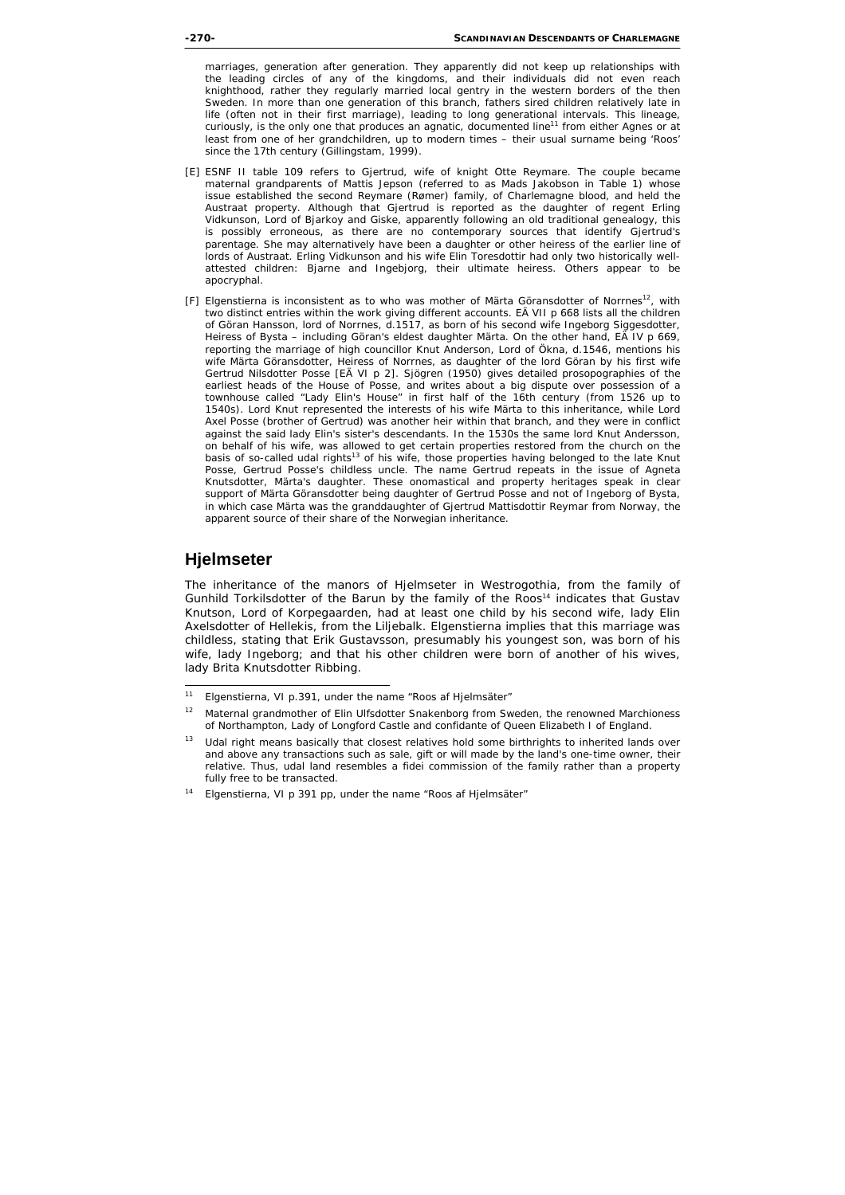marriages, generation after generation. They apparently did not keep up relationships with the leading circles of any of the kingdoms, and their individuals did not even reach knighthood, rather they regularly married local gentry in the western borders of the then Sweden. In more than one generation of this branch, fathers sired children relatively late in life (often not in their first marriage), leading to long generational intervals. This lineage, curiously, is the only one that produces an agnatic, documented line[11] from either Agnes or at least from one of her grandchildren, up to modern times – their usual surname being 'Roos' since the 17th century (Gillingstam, 1999).

[E] ESNF II table 109 refers to Gjertrud, wife of knight Otte Reymare. The couple became maternal grandparents of Mattis Jepson (referred to as Mads Jakobson in Table 1) whose issue established the second Reymare (Rømer) family, of Charlemagne blood, and held the Austraat property. Although that Gjertrud is reported as the daughter of regent Erling Vidkunson, Lord of Bjarkoy and Giske, apparently following an old traditional genealogy, this is possibly erroneous, as there are no contemporary sources that identify Gjertrud's parentage. She may alternatively have been a daughter or other heiress of the earlier line of lords of Austraat. Erling Vidkunson and his wife Elin Toresdottir had only two historically well-attested children: Bjarne and Ingebjorg, their ultimate heiress. Others appear to be apocryphal.

[F] Elgenstierna is inconsistent as to who was mother of Märta Göransdotter of Norrnes[12], with two distinct entries within the work giving different accounts. EÄ VII p 668 lists all the children of Göran Hansson, lord of Norrnes, d.1517, as born of his second wife Ingeborg Siggesdotter, Heiress of Bysta – including Göran's eldest daughter Märta. On the other hand, EÄ IV p 669, reporting the marriage of high councillor Knut Anderson, Lord of Ökna, d.1546, mentions his wife Märta Göransdotter, Heiress of Norrnes, as daughter of the lord Göran by his first wife Gertrud Nilsdotter Posse [EÄ VI p 2]. Sjögren (1950) gives detailed prosopographies of the earliest heads of the House of Posse, and writes about a big dispute over possession of a townhouse called "Lady Elin's House" in first half of the 16th century (from 1526 up to 1540s). Lord Knut represented the interests of his wife Märta to this inheritance, while Lord Axel Posse (brother of Gertrud) was another heir within that branch, and they were in conflict against the said lady Elin's sister's descendants. In the 1530s the same lord Knut Andersson, on behalf of his wife, was allowed to get certain properties restored from the church on the basis of so-called udal rights[13] of his wife, those properties having belonged to the late Knut Posse, Gertrud Posse's childless uncle. The name Gertrud repeats in the issue of Agneta Knutsdotter, Märta's daughter. These onomastical and property heritages speak in clear support of Märta Göransdotter being daughter of Gertrud Posse and not of Ingeborg of Bysta, in which case Märta was the granddaughter of Gjertrud Mattisdottir Reymar from Norway, the apparent source of their share of the Norwegian inheritance.

## Hjelmseter

The inheritance of the manors of Hjelmseter in Westrogothia, from the family of Gunhild Torkilsdotter of the Barun by the family of the Roos[14] indicates that Gustav Knutson, Lord of Korpegaarden, had at least one child by his second wife, lady Elin Axelsdotter of Hellekis, from the Liljebalk. Elgenstierna implies that this marriage was childless, stating that Erik Gustavsson, presumably his youngest son, was born of his wife, lady Ingeborg; and that his other children were born of another of his wives, lady Brita Knutsdotter Ribbing.

---

[11] Elgenstierna, VI p.391, under the name "Roos af Hjelmsäter"

[12] Maternal grandmother of Elin Ulfsdotter Snakenborg from Sweden, the renowned Marchioness of Northampton, Lady of Longford Castle and confidante of Queen Elizabeth I of England.

[13] Udal right means basically that closest relatives hold some birthrights to inherited lands over and above any transactions such as sale, gift or will made by the land's one-time owner, their relative. Thus, udal land resembles a fidei commission of the family rather than a property fully free to be transacted.

[14] Elgenstierna, VI p 391 pp, under the name "Roos af Hjelmsäter"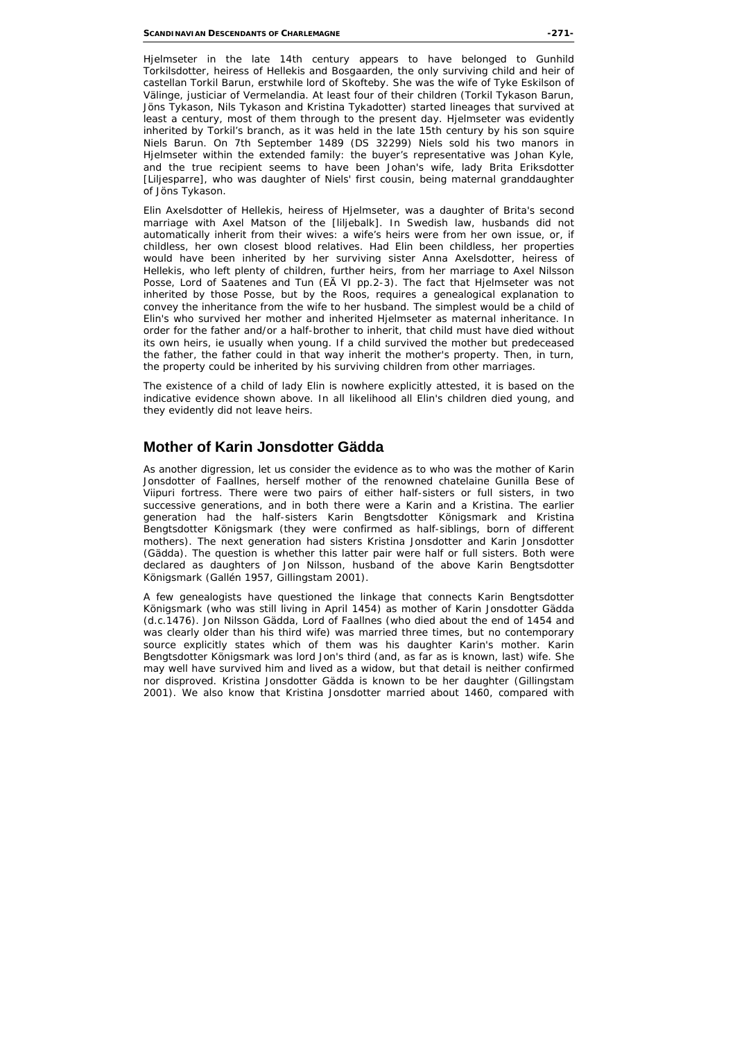Hjelmseter in the late 14th century appears to have belonged to Gunhild Torkilsdotter, heiress of Hellekis and Bosgaarden, the only surviving child and heir of castellan Torkil Barun, erstwhile lord of Skofteby. She was the wife of Tyke Eskilson of Välinge, justiciar of Vermelandia. At least four of their children (Torkil Tykason Barun, Jöns Tykason, Nils Tykason and Kristina Tykadotter) started lineages that survived at least a century, most of them through to the present day. Hjelmseter was evidently inherited by Torkil's branch, as it was held in the late 15th century by his son squire Niels Barun. On 7th September 1489 (DS 32299) Niels sold his two manors in Hjelmseter within the extended family: the buyer's representative was Johan Kyle, and the true recipient seems to have been Johan's wife, lady Brita Eriksdotter [Liljesparre], who was daughter of Niels' first cousin, being maternal granddaughter of Jöns Tykason.

Elin Axelsdotter of Hellekis, heiress of Hjelmseter, was a daughter of Brita's second marriage with Axel Matson of the [liljebalk]. In Swedish law, husbands did not automatically inherit from their wives: a wife's heirs were from her own issue, or, if childless, her own closest blood relatives. Had Elin been childless, her properties would have been inherited by her surviving sister Anna Axelsdotter, heiress of Hellekis, who left plenty of children, further heirs, from her marriage to Axel Nilsson Posse, Lord of Saatenes and Tun (EÄ VI pp.2-3). The fact that Hjelmseter was not inherited by those Posse, but by the Roos, requires a genealogical explanation to convey the inheritance from the wife to her husband. The simplest would be a child of Elin's who survived her mother and inherited Hjelmseter as maternal inheritance. In order for the father and/or a half-brother to inherit, that child must have died without its own heirs, ie usually when young. If a child survived the mother but predeceased the father, the father could in that way inherit the mother's property. Then, in turn, the property could be inherited by his surviving children from other marriages.

The existence of a child of lady Elin is nowhere explicitly attested, it is based on the indicative evidence shown above. In all likelihood all Elin's children died young, and they evidently did not leave heirs.

## Mother of Karin Jonsdotter Gädda

As another digression, let us consider the evidence as to who was the mother of Karin Jonsdotter of Faallnes, herself mother of the renowned chatelaine Gunilla Bese of Viipuri fortress. There were two pairs of either half-sisters or full sisters, in two successive generations, and in both there were a Karin and a Kristina. The earlier generation had the half-sisters Karin Bengtsdotter Königsmark and Kristina Bengtsdotter Königsmark (they were confirmed as half-siblings, born of different mothers). The next generation had sisters Kristina Jonsdotter and Karin Jonsdotter (Gädda). The question is whether this latter pair were half or full sisters. Both were declared as daughters of Jon Nilsson, husband of the above Karin Bengtsdotter Königsmark (Gallén 1957, Gillingstam 2001).

A few genealogists have questioned the linkage that connects Karin Bengtsdotter Königsmark (who was still living in April 1454) as mother of Karin Jonsdotter Gädda (d.c.1476). Jon Nilsson Gädda, Lord of Faallnes (who died about the end of 1454 and was clearly older than his third wife) was married three times, but no contemporary source explicitly states which of them was his daughter Karin's mother. Karin Bengtsdotter Königsmark was lord Jon's third (and, as far as is known, last) wife. She may well have survived him and lived as a widow, but that detail is neither confirmed nor disproved. Kristina Jonsdotter Gädda is known to be her daughter (Gillingstam 2001). We also know that Kristina Jonsdotter married about 1460, compared with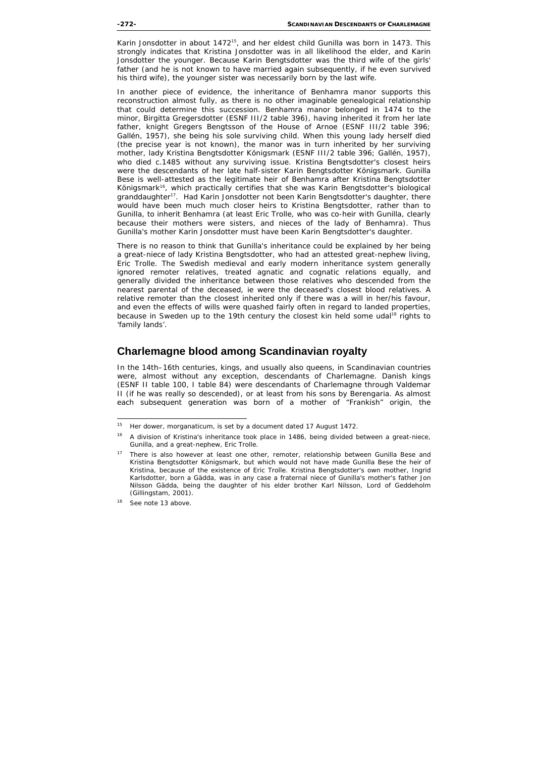Karin Jonsdotter in about 1472[15], and her eldest child Gunilla was born in 1473. This strongly indicates that Kristina Jonsdotter was in all likelihood the elder, and Karin Jonsdotter the younger. Because Karin Bengtsdotter was the third wife of the girls' father (and he is not known to have married again subsequently, if he even survived his third wife), the younger sister was necessarily born by the last wife.

In another piece of evidence, the inheritance of Benhamra manor supports this reconstruction almost fully, as there is no other imaginable genealogical relationship that could determine this succession. Benhamra manor belonged in 1474 to the minor, Birgitta Gregersdotter (ESNF III/2 table 396), having inherited it from her late father, knight Gregers Bengtsson of the House of Arnoe (ESNF III/2 table 396; Gallén, 1957), she being his sole surviving child. When this young lady herself died (the precise year is not known), the manor was in turn inherited by her surviving mother, lady Kristina Bengtsdotter Königsmark (ESNF III/2 table 396; Gallén, 1957), who died c.1485 without any surviving issue. Kristina Bengtsdotter's closest heirs were the descendants of her late half-sister Karin Bengtsdotter Königsmark. Gunilla Bese is well-attested as the legitimate heir of Benhamra after Kristina Bengtsdotter Königsmark[16], which practically certifies that she was Karin Bengtsdotter's biological granddaughter[17]. Had Karin Jonsdotter not been Karin Bengtsdotter's daughter, there would have been much much closer heirs to Kristina Bengtsdotter, rather than to Gunilla, to inherit Benhamra (at least Eric Trolle, who was co-heir with Gunilla, clearly because their mothers were sisters, and nieces of the lady of Benhamra). Thus Gunilla's mother Karin Jonsdotter must have been Karin Bengtsdotter's daughter.

There is no reason to think that Gunilla's inheritance could be explained by her being a great-niece of lady Kristina Bengtsdotter, who had an attested great-nephew living, Eric Trolle. The Swedish medieval and early modern inheritance system generally ignored remoter relatives, treated agnatic and cognatic relations equally, and generally divided the inheritance between those relatives who descended from the nearest parental of the deceased, ie were the deceased's closest blood relatives. A relative remoter than the closest inherited only if there was a will in her/his favour, and even the effects of wills were quashed fairly often in regard to landed properties, because in Sweden up to the 19th century the closest kin held some udal[18] rights to 'family lands'.

## Charlemagne blood among Scandinavian royalty

In the 14th–16th centuries, kings, and usually also queens, in Scandinavian countries were, almost without any exception, descendants of Charlemagne. Danish kings (ESNF II table 100, I table 84) were descendants of Charlemagne through Valdemar II (if he was really so descended), or at least from his sons by Berengaria. As almost each subsequent generation was born of a mother of "Frankish" origin, the

---

[15] Her dower, *morganaticum*, is set by a document dated 17 August 1472.

[16] A division of Kristina's inheritance took place in 1486, being divided between a great-niece, Gunilla, and a great-nephew, Eric Trolle.

[17] There is also however at least one other, remoter, relationship between Gunilla Bese and Kristina Bengtsdotter Königsmark, but which would not have made Gunilla Bese the heir of Kristina, because of the existence of Eric Trolle. Kristina Bengtsdotter's own mother, Ingrid Karlsdotter, born a Gädda, was in any case a fraternal niece of Gunilla's mother's father Jon Nilsson Gädda, being the daughter of his elder brother Karl Nilsson, Lord of Geddeholm (Gillingstam, 2001).

[18] See note 13 above.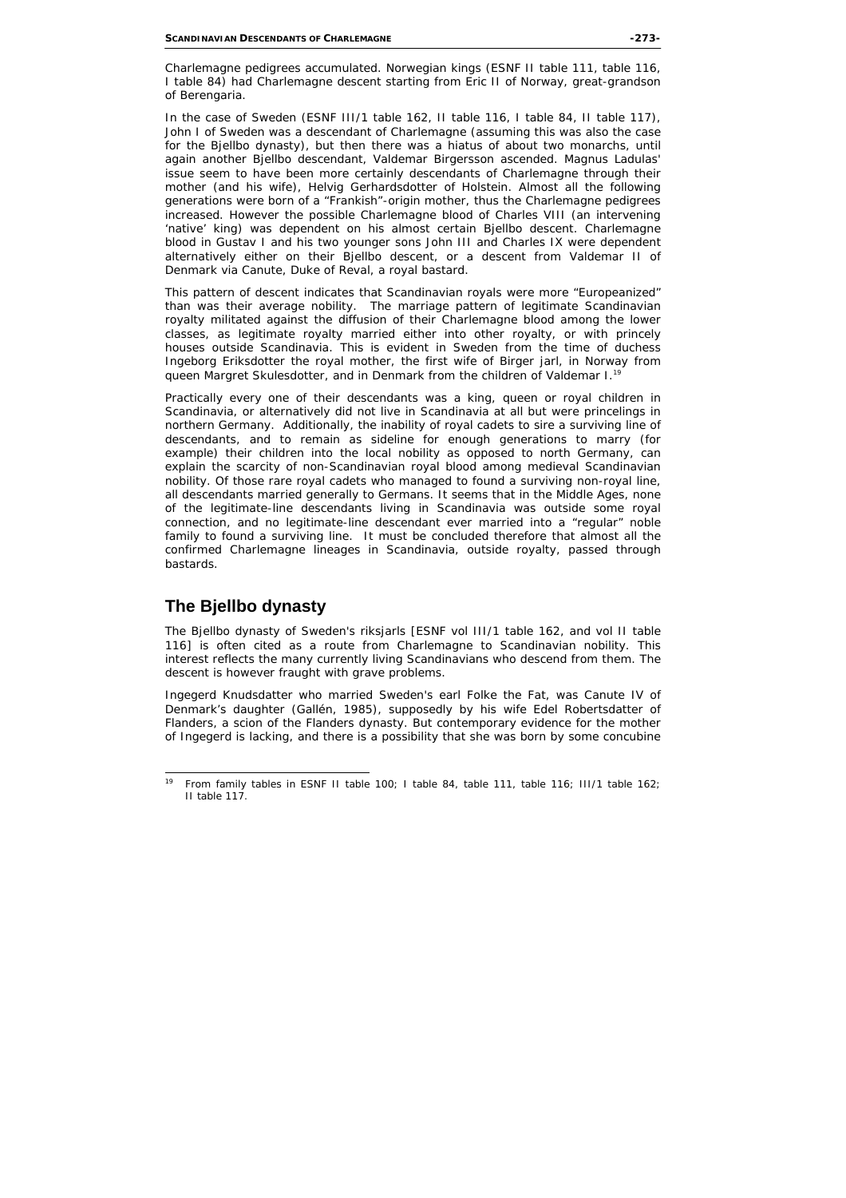Charlemagne pedigrees accumulated. Norwegian kings (ESNF II table 111, table 116, I table 84) had Charlemagne descent starting from Eric II of Norway, great-grandson of Berengaria.

In the case of Sweden (ESNF III/1 table 162, II table 116, I table 84, II table 117), John I of Sweden was a descendant of Charlemagne (assuming this was also the case for the Bjellbo dynasty), but then there was a hiatus of about two monarchs, until again another Bjellbo descendant, Valdemar Birgersson ascended. Magnus Ladulas' issue seem to have been more certainly descendants of Charlemagne through their mother (and his wife), Helvig Gerhardsdotter of Holstein. Almost all the following generations were born of a "Frankish"-origin mother, thus the Charlemagne pedigrees increased. However the possible Charlemagne blood of Charles VIII (an intervening 'native' king) was dependent on his almost certain Bjellbo descent. Charlemagne blood in Gustav I and his two younger sons John III and Charles IX were dependent alternatively either on their Bjellbo descent, or a descent from Valdemar II of Denmark via Canute, Duke of Reval, a royal bastard.

This pattern of descent indicates that Scandinavian royals were more "Europeanized" than was their average nobility. The marriage pattern of legitimate Scandinavian royalty militated against the diffusion of their Charlemagne blood among the lower classes, as legitimate royalty married either into other royalty, or with princely houses outside Scandinavia. This is evident in Sweden from the time of duchess Ingeborg Eriksdotter the royal mother, the first wife of Birger jarl, in Norway from queen Margret Skulesdotter, and in Denmark from the children of Valdemar I.[19]

Practically every one of their descendants was a king, queen or royal children in Scandinavia, or alternatively did not live in Scandinavia at all but were princelings in northern Germany. Additionally, the inability of royal cadets to sire a surviving line of descendants, and to remain as sideline for enough generations to marry (for example) their children into the local nobility as opposed to north Germany, can explain the scarcity of non-Scandinavian royal blood among medieval Scandinavian nobility. Of those rare royal cadets who managed to found a surviving non-royal line, all descendants married generally to Germans. It seems that in the Middle Ages, none of the legitimate-line descendants living in Scandinavia was outside some royal connection, and no legitimate-line descendant ever married into a "regular" noble family to found a surviving line. It must be concluded therefore that almost all the confirmed Charlemagne lineages in Scandinavia, outside royalty, passed through bastards.

## The Bjellbo dynasty

The Bjellbo dynasty of Sweden's riksjarls [ESNF vol III/1 table 162, and vol II table 116] is often cited as a route from Charlemagne to Scandinavian nobility. This interest reflects the many currently living Scandinavians who descend from them. The descent is however fraught with grave problems.

Ingegerd Knudsdatter who married Sweden's earl Folke the Fat, was Canute IV of Denmark's daughter (Gallén, 1985), supposedly by his wife Edel Robertsdatter of Flanders, a scion of the Flanders dynasty. But contemporary evidence for the mother of Ingegerd is lacking, and there is a possibility that she was born by some concubine

[19] From family tables in ESNF II table 100; I table 84, table 111, table 116; III/1 table 162; II table 117.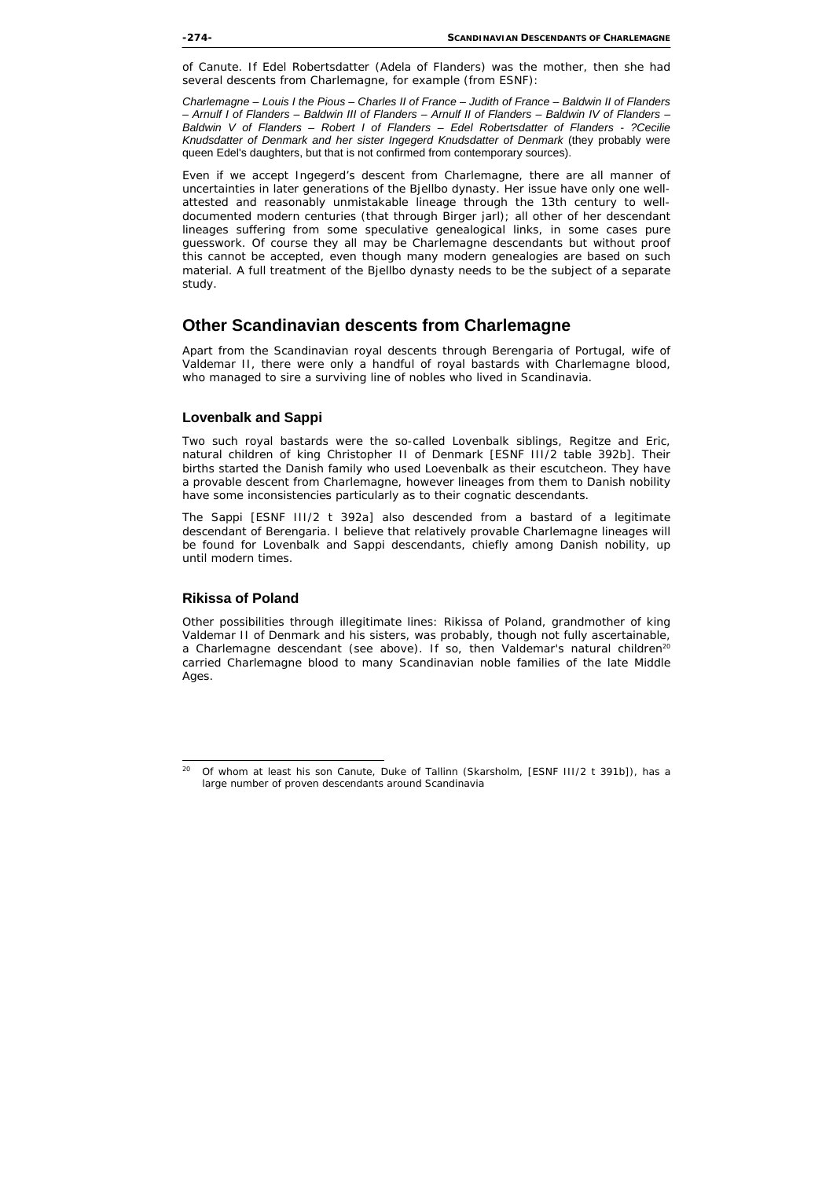of Canute. If Edel Robertsdatter (Adela of Flanders) was the mother, then she had several descents from Charlemagne, for example (from ESNF):

*Charlemagne – Louis I the Pious – Charles II of France – Judith of France – Baldwin II of Flanders – Arnulf I of Flanders – Baldwin III of Flanders – Arnulf II of Flanders – Baldwin IV of Flanders – Baldwin V of Flanders – Robert I of Flanders – Edel Robertsdatter of Flanders - ?Cecilie Knudsdatter of Denmark and her sister Ingegerd Knudsdatter of Denmark* (they probably were queen Edel's daughters, but that is not confirmed from contemporary sources).

Even if we accept Ingegerd's descent from Charlemagne, there are all manner of uncertainties in later generations of the Bjellbo dynasty. Her issue have only one well-attested and reasonably unmistakable lineage through the 13th century to well-documented modern centuries (that through Birger jarl); all other of her descendant lineages suffering from some speculative genealogical links, in some cases pure guesswork. Of course they all may be Charlemagne descendants but without proof this cannot be accepted, even though many modern genealogies are based on such material. A full treatment of the Bjellbo dynasty needs to be the subject of a separate study.

## Other Scandinavian descents from Charlemagne

Apart from the Scandinavian royal descents through Berengaria of Portugal, wife of Valdemar II, there were only a handful of royal bastards with Charlemagne blood, who managed to sire a surviving line of nobles who lived in Scandinavia.

### Lovenbalk and Sappi

Two such royal bastards were the so-called Lovenbalk siblings, Regitze and Eric, natural children of king Christopher II of Denmark [ESNF III/2 table 392b]. Their births started the Danish family who used Loevenbalk as their escutcheon. They have a provable descent from Charlemagne, however lineages from them to Danish nobility have some inconsistencies particularly as to their cognatic descendants.

The Sappi [ESNF III/2 t 392a] also descended from a bastard of a legitimate descendant of Berengaria. I believe that relatively provable Charlemagne lineages will be found for Lovenbalk and Sappi descendants, chiefly among Danish nobility, up until modern times.

### Rikissa of Poland

Other possibilities through illegitimate lines: Rikissa of Poland, grandmother of king Valdemar II of Denmark and his sisters, was probably, though not fully ascertainable, a Charlemagne descendant (see above). If so, then Valdemar's natural children[20] carried Charlemagne blood to many Scandinavian noble families of the late Middle Ages.

[20] Of whom at least his son Canute, Duke of Tallinn (Skarsholm, [ESNF III/2 t 391b]), has a large number of proven descendants around Scandinavia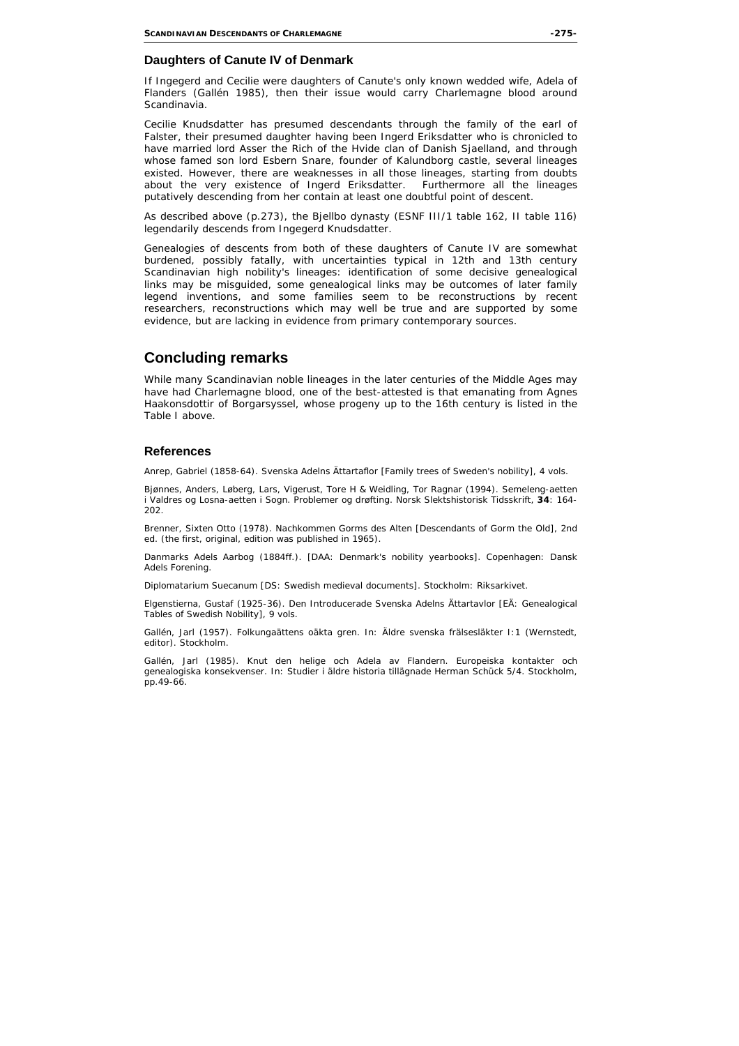### Daughters of Canute IV of Denmark

If Ingegerd and Cecilie were daughters of Canute's only known wedded wife, Adela of Flanders (Gallén 1985), then their issue would carry Charlemagne blood around Scandinavia.

Cecilie Knudsdatter has presumed descendants through the family of the earl of Falster, their presumed daughter having been Ingerd Eriksdatter who is chronicled to have married lord Asser the Rich of the Hvide clan of Danish Sjaelland, and through whose famed son lord Esbern Snare, founder of Kalundborg castle, several lineages existed. However, there are weaknesses in all those lineages, starting from doubts about the very existence of Ingerd Eriksdatter. Furthermore all the lineages putatively descending from her contain at least one doubtful point of descent.

As described above (p.273), the Bjellbo dynasty (ESNF III/1 table 162, II table 116) legendarily descends from Ingegerd Knudsdatter.

Genealogies of descents from both of these daughters of Canute IV are somewhat burdened, possibly fatally, with uncertainties typical in 12th and 13th century Scandinavian high nobility's lineages: identification of some decisive genealogical links may be misguided, some genealogical links may be outcomes of later family legend inventions, and some families seem to be reconstructions by recent researchers, reconstructions which may well be true and are supported by some evidence, but are lacking in evidence from primary contemporary sources.

## Concluding remarks

While many Scandinavian noble lineages in the later centuries of the Middle Ages may have had Charlemagne blood, one of the best-attested is that emanating from Agnes Haakonsdottir of Borgarsyssel, whose progeny up to the 16th century is listed in the Table I above.

### References

Anrep, Gabriel (1858-64). Svenska Adelns Ättartaflor [Family trees of Sweden's nobility], 4 vols.

Bjønnes, Anders, Løberg, Lars, Vigerust, Tore H & Weidling, Tor Ragnar (1994). Semeleng-aetten i Valdres og Losna-aetten i Sogn. Problemer og drøfting. Norsk Slektshistorisk Tidsskrift, **34**: 164-202.

Brenner, Sixten Otto (1978). Nachkommen Gorms des Alten [Descendants of Gorm the Old], 2nd ed. (the first, original, edition was published in 1965).

Danmarks Adels Aarbog (1884ff.). [DAA: Denmark's nobility yearbooks]. Copenhagen: Dansk Adels Forening.

Diplomatarium Suecanum [DS: Swedish medieval documents]. Stockholm: Riksarkivet.

Elgenstierna, Gustaf (1925-36). Den Introducerade Svenska Adelns Ättartavlor [EÄ: Genealogical Tables of Swedish Nobility], 9 vols.

Gallén, Jarl (1957). Folkungaättens oäkta gren. In: Äldre svenska frälsesläkter I:1 (Wernstedt, editor). Stockholm.

Gallén, Jarl (1985). Knut den helige och Adela av Flandern. Europeiska kontakter och genealogiska konsekvenser. In: Studier i äldre historia tillägnade Herman Schück 5/4. Stockholm, pp.49-66.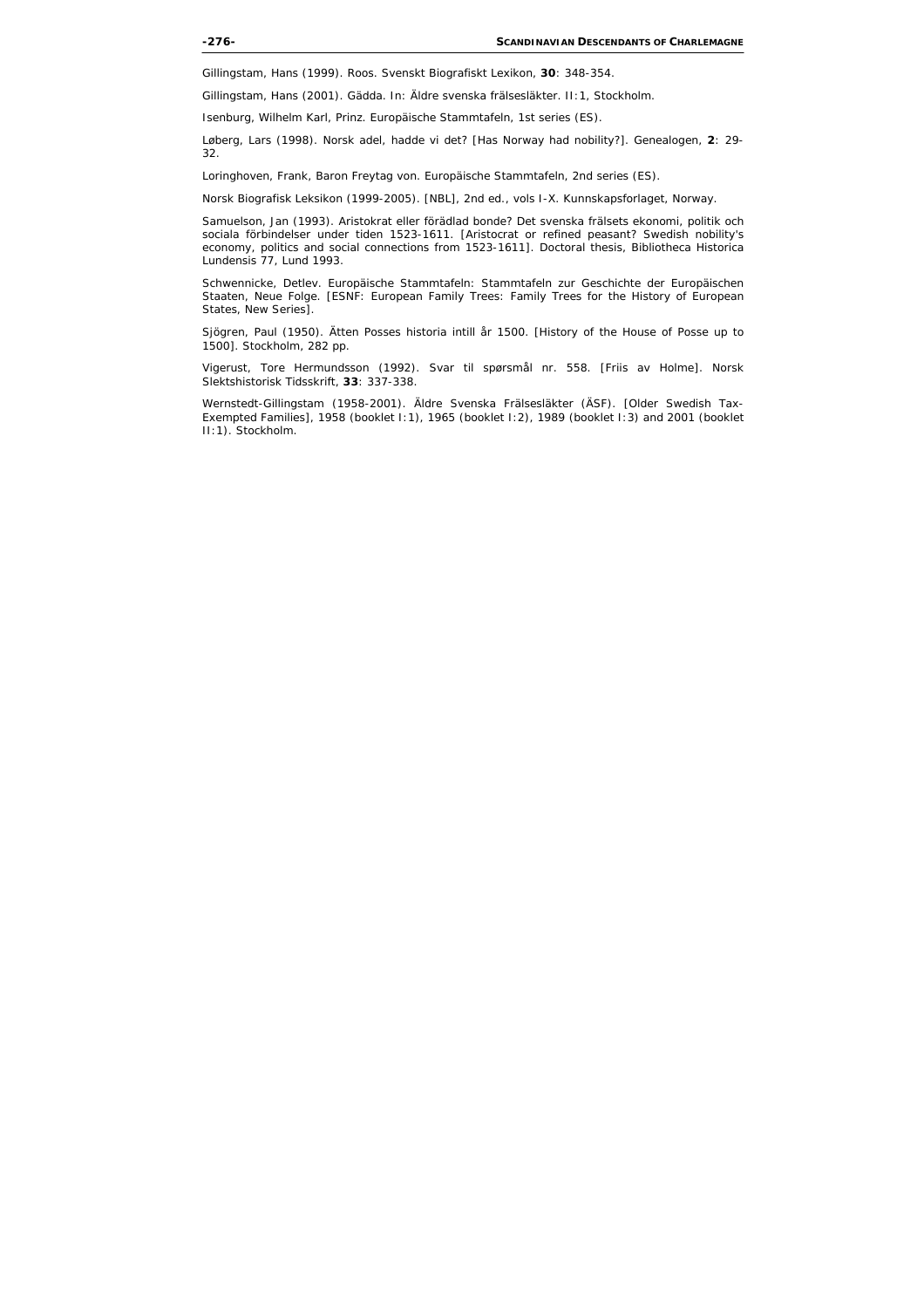Gillingstam, Hans (1999). Roos. Svenskt Biografiskt Lexikon, **30**: 348-354.

Gillingstam, Hans (2001). Gädda. In: Äldre svenska frälsesläkter. II:1, Stockholm.

Isenburg, Wilhelm Karl, Prinz. Europäische Stammtafeln, 1st series (ES).

Løberg, Lars (1998). Norsk adel, hadde vi det? [Has Norway had nobility?]. Genealogen, **2**: 29-32.

Loringhoven, Frank, Baron Freytag von. Europäische Stammtafeln, 2nd series (ES).

Norsk Biografisk Leksikon (1999-2005). [NBL], 2nd ed., vols I-X. Kunnskapsforlaget, Norway.

Samuelson, Jan (1993). Aristokrat eller förädlad bonde? Det svenska frälsets ekonomi, politik och sociala förbindelser under tiden 1523-1611. [Aristocrat or refined peasant? Swedish nobility's economy, politics and social connections from 1523-1611]. Doctoral thesis, Bibliotheca Historica Lundensis 77, Lund 1993.

Schwennicke, Detlev. Europäische Stammtafeln: Stammtafeln zur Geschichte der Europäischen Staaten, Neue Folge. [ESNF: European Family Trees: Family Trees for the History of European States, New Series].

Sjögren, Paul (1950). Ätten Posses historia intill år 1500. [History of the House of Posse up to 1500]. Stockholm, 282 pp.

Vigerust, Tore Hermundsson (1992). Svar til spørsmål nr. 558. [Friis av Holme]. Norsk Slektshistorisk Tidsskrift, **33**: 337-338.

Wernstedt-Gillingstam (1958-2001). Äldre Svenska Frälsesläkter (ÄSF). [Older Swedish Tax-Exempted Families], 1958 (booklet I:1), 1965 (booklet I:2), 1989 (booklet I:3) and 2001 (booklet II:1). Stockholm.